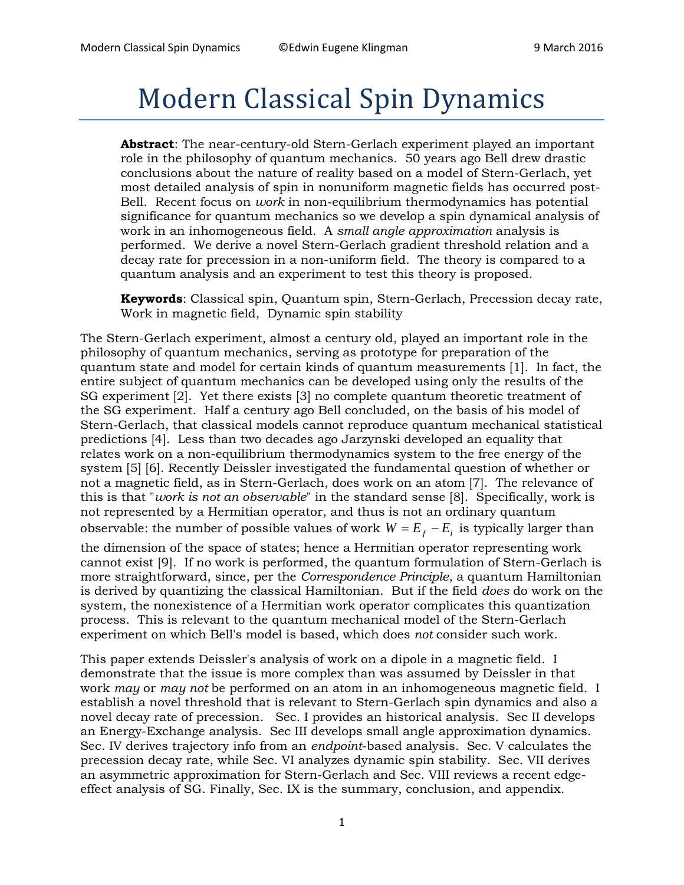# Modern Classical Spin Dynamics

**Abstract**: The near-century-old Stern-Gerlach experiment played an important role in the philosophy of quantum mechanics. 50 years ago Bell drew drastic conclusions about the nature of reality based on a model of Stern-Gerlach, yet most detailed analysis of spin in nonuniform magnetic fields has occurred post-Bell. Recent focus on *work* in non-equilibrium thermodynamics has potential significance for quantum mechanics so we develop a spin dynamical analysis of work in an inhomogeneous field. A *small angle approximation* analysis is performed. We derive a novel Stern-Gerlach gradient threshold relation and a decay rate for precession in a non-uniform field. The theory is compared to a quantum analysis and an experiment to test this theory is proposed.

**Keywords**: Classical spin, Quantum spin, Stern-Gerlach, Precession decay rate, Work in magnetic field, Dynamic spin stability

The Stern-Gerlach experiment, almost a century old, played an important role in the philosophy of quantum mechanics, serving as prototype for preparation of the quantum state and model for certain kinds of quantum measurements [1]. In fact, the entire subject of quantum mechanics can be developed using only the results of the SG experiment [2]. Yet there exists [3] no complete quantum theoretic treatment of the SG experiment. Half a century ago Bell concluded, on the basis of his model of Stern-Gerlach, that classical models cannot reproduce quantum mechanical statistical predictions [4]. Less than two decades ago Jarzynski developed an equality that relates work on a non-equilibrium thermodynamics system to the free energy of the system [5] [6]. Recently Deissler investigated the fundamental question of whether or not a magnetic field, as in Stern-Gerlach, does work on an atom [7]. The relevance of this is that "*work is not an observable*" in the standard sense [8]. Specifically, work is not represented by a Hermitian operator, and thus is not an ordinary quantum observable: the number of possible values of work $W = E_f - E_i$ is typically larger than the dimension of the space of states; hence a Hermitian operator representing work cannot exist [9]. If no work is performed, the quantum formulation of Stern-Gerlach is more straightforward, since, per the *Correspondence Principle*, a quantum Hamiltonian is derived by quantizing the classical Hamiltonian. But if the field *does* do work on the system, the nonexistence of a Hermitian work operator complicates this quantization process. This is relevant to the quantum mechanical model of the Stern-Gerlach experiment on which Bell's model is based, which does *not* consider such work.

This paper extends Deissler's analysis of work on a dipole in a magnetic field. I demonstrate that the issue is more complex than was assumed by Deissler in that work *may* or *may not* be performed on an atom in an inhomogeneous magnetic field. I establish a novel threshold that is relevant to Stern-Gerlach spin dynamics and also a novel decay rate of precession. Sec. I provides an historical analysis. Sec II develops an Energy-Exchange analysis. Sec III develops small angle approximation dynamics. Sec. IV derives trajectory info from an *endpoint*-based analysis. Sec. V calculates the precession decay rate, while Sec. VI analyzes dynamic spin stability. Sec. VII derives an asymmetric approximation for Stern-Gerlach and Sec. VIII reviews a recent edge-effect analysis of SG. Finally, Sec. IX is the summary, conclusion, and appendix.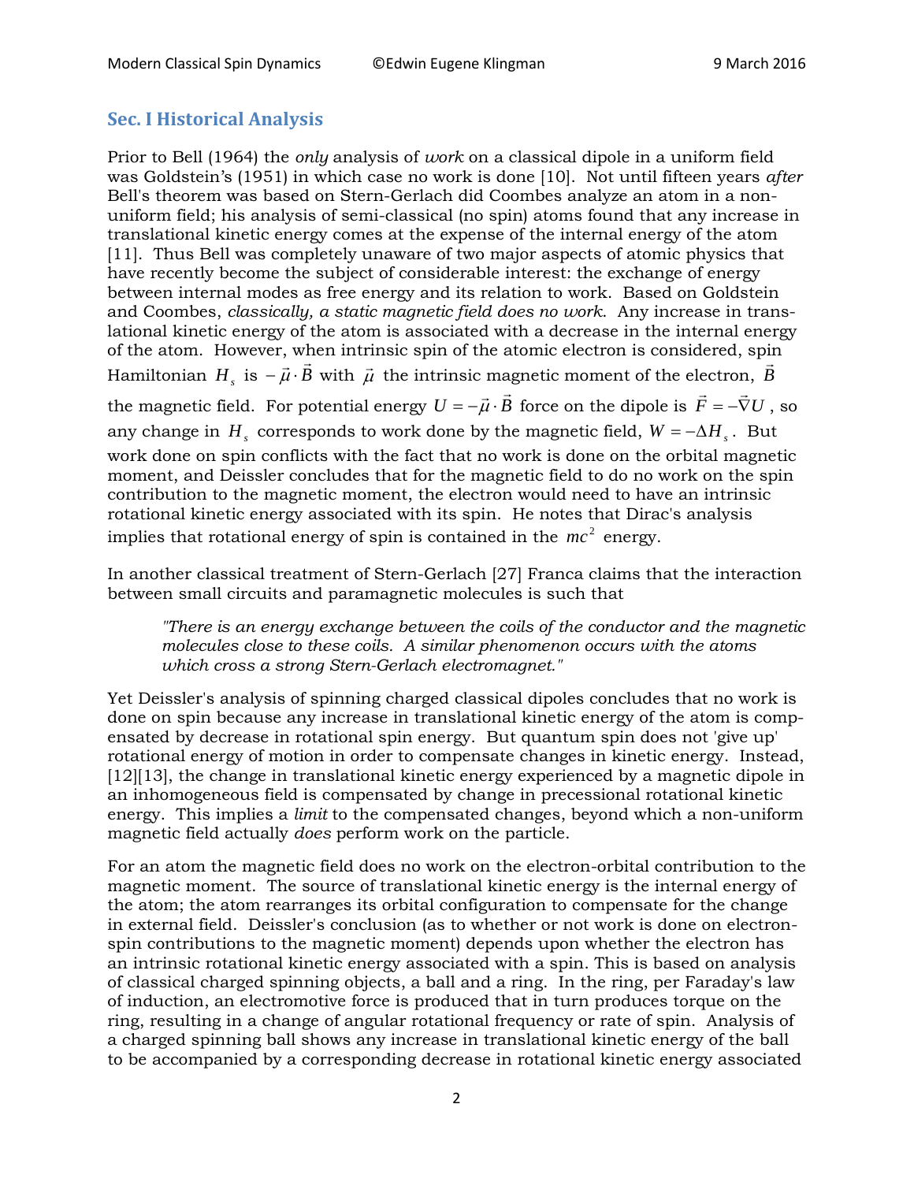## Sec. I Historical Analysis

Prior to Bell (1964) the *only* analysis of *work* on a classical dipole in a uniform field was Goldstein's (1951) in which case no work is done [10]. Not until fifteen years *after* Bell's theorem was based on Stern-Gerlach did Coombes analyze an atom in a non-uniform field; his analysis of semi-classical (no spin) atoms found that any increase in translational kinetic energy comes at the expense of the internal energy of the atom [11]. Thus Bell was completely unaware of two major aspects of atomic physics that have recently become the subject of considerable interest: the exchange of energy between internal modes as free energy and its relation to work. Based on Goldstein and Coombes, *classically, a static magnetic field does no work*. Any increase in translational kinetic energy of the atom is associated with a decrease in the internal energy of the atom. However, when intrinsic spin of the atomic electron is considered, spin Hamiltonian $H_s$ is $-\vec{\mu}\cdot\vec{B}$ with $\vec{\mu}$ the intrinsic magnetic moment of the electron, $\vec{B}$ the magnetic field. For potential energy $U = -\vec{\mu}\cdot\vec{B}$ force on the dipole is $\vec{F} = -\vec{\nabla}U$, so any change in $H_s$ corresponds to work done by the magnetic field, $W = -\Delta H_s$. But work done on spin conflicts with the fact that no work is done on the orbital magnetic moment, and Deissler concludes that for the magnetic field to do no work on the spin contribution to the magnetic moment, the electron would need to have an intrinsic rotational kinetic energy associated with its spin. He notes that Dirac's analysis implies that rotational energy of spin is contained in the $mc^2$ energy.

In another classical treatment of Stern-Gerlach [27] Franca claims that the interaction between small circuits and paramagnetic molecules is such that

> *"There is an energy exchange between the coils of the conductor and the magnetic molecules close to these coils. A similar phenomenon occurs with the atoms which cross a strong Stern-Gerlach electromagnet."*

Yet Deissler's analysis of spinning charged classical dipoles concludes that no work is done on spin because any increase in translational kinetic energy of the atom is compensated by decrease in rotational spin energy. But quantum spin does not 'give up' rotational energy of motion in order to compensate changes in kinetic energy. Instead, [12][13], the change in translational kinetic energy experienced by a magnetic dipole in an inhomogeneous field is compensated by change in precessional rotational kinetic energy. This implies a *limit* to the compensated changes, beyond which a non-uniform magnetic field actually *does* perform work on the particle.

For an atom the magnetic field does no work on the electron-orbital contribution to the magnetic moment. The source of translational kinetic energy is the internal energy of the atom; the atom rearranges its orbital configuration to compensate for the change in external field. Deissler's conclusion (as to whether or not work is done on electron-spin contributions to the magnetic moment) depends upon whether the electron has an intrinsic rotational kinetic energy associated with a spin. This is based on analysis of classical charged spinning objects, a ball and a ring. In the ring, per Faraday's law of induction, an electromotive force is produced that in turn produces torque on the ring, resulting in a change of angular rotational frequency or rate of spin. Analysis of a charged spinning ball shows any increase in translational kinetic energy of the ball to be accompanied by a corresponding decrease in rotational kinetic energy associated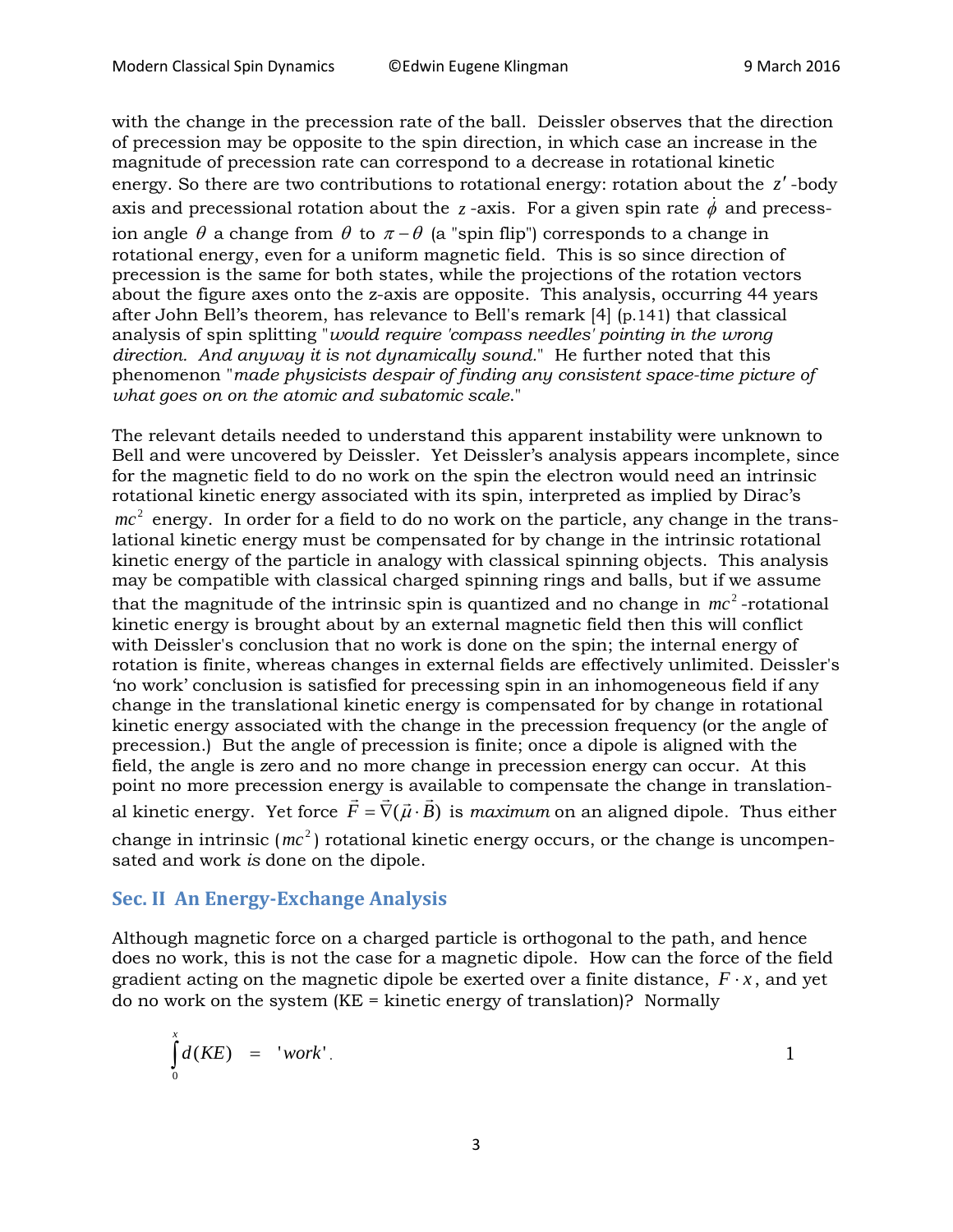with the change in the precession rate of the ball. Deissler observes that the direction of precession may be opposite to the spin direction, in which case an increase in the magnitude of precession rate can correspond to a decrease in rotational kinetic energy. So there are two contributions to rotational energy: rotation about the $z'$-body axis and precessional rotation about the $z$-axis. For a given spin rate $\dot{\phi}$ and precession angle $\theta$ a change from $\theta$ to $\pi - \theta$ (a "spin flip") corresponds to a change in rotational energy, even for a uniform magnetic field. This is so since direction of precession is the same for both states, while the projections of the rotation vectors about the figure axes onto the z-axis are opposite. This analysis, occurring 44 years after John Bell's theorem, has relevance to Bell's remark [4] (p.141) that classical analysis of spin splitting "*would require 'compass needles' pointing in the wrong direction. And anyway it is not dynamically sound.*" He further noted that this phenomenon "*made physicists despair of finding any consistent space-time picture of what goes on on the atomic and subatomic scale.*"

The relevant details needed to understand this apparent instability were unknown to Bell and were uncovered by Deissler. Yet Deissler's analysis appears incomplete, since for the magnetic field to do no work on the spin the electron would need an intrinsic rotational kinetic energy associated with its spin, interpreted as implied by Dirac's $mc^2$ energy. In order for a field to do no work on the particle, any change in the translational kinetic energy must be compensated for by change in the intrinsic rotational kinetic energy of the particle in analogy with classical spinning objects. This analysis may be compatible with classical charged spinning rings and balls, but if we assume that the magnitude of the intrinsic spin is quantized and no change in $mc^2$-rotational kinetic energy is brought about by an external magnetic field then this will conflict with Deissler's conclusion that no work is done on the spin; the internal energy of rotation is finite, whereas changes in external fields are effectively unlimited. Deissler's 'no work' conclusion is satisfied for precessing spin in an inhomogeneous field if any change in the translational kinetic energy is compensated for by change in rotational kinetic energy associated with the change in the precession frequency (or the angle of precession.) But the angle of precession is finite; once a dipole is aligned with the field, the angle is zero and no more change in precession energy can occur. At this point no more precession energy is available to compensate the change in translational kinetic energy. Yet force $\vec{F} = \vec{\nabla}(\vec{\mu} \cdot \vec{B})$ is *maximum* on an aligned dipole. Thus either change in intrinsic ($mc^2$) rotational kinetic energy occurs, or the change is uncompensated and work *is* done on the dipole.

## Sec. II An Energy-Exchange Analysis

Although magnetic force on a charged particle is orthogonal to the path, and hence does no work, this is not the case for a magnetic dipole. How can the force of the field gradient acting on the magnetic dipole be exerted over a finite distance, $F \cdot x$, and yet do no work on the system (KE = kinetic energy of translation)? Normally

$$\int_0^x d(KE) \quad = \quad 'work'. \qquad 1$$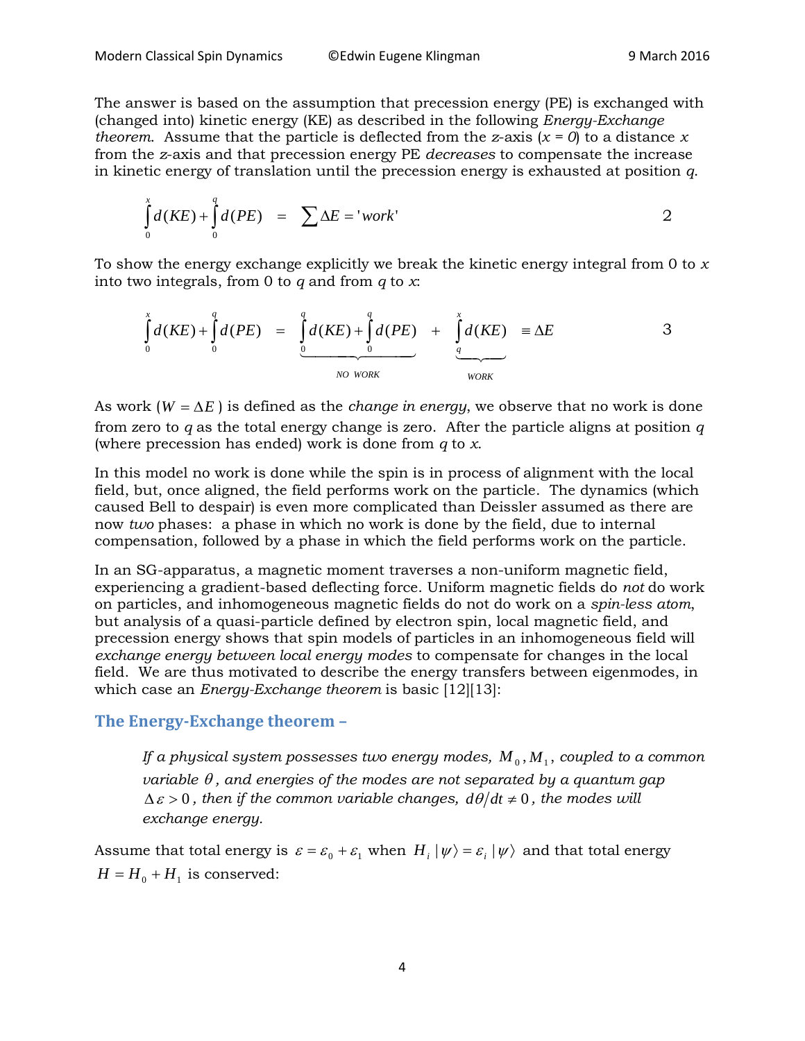The answer is based on the assumption that precession energy (PE) is exchanged with (changed into) kinetic energy (KE) as described in the following *Energy-Exchange theorem*. Assume that the particle is deflected from the *z*-axis ($x = 0$) to a distance $x$ from the *z*-axis and that precession energy PE *decreases* to compensate the increase in kinetic energy of translation until the precession energy is exhausted at position $q$.

$$\int_0^x d(KE) + \int_0^q d(PE) \quad = \quad \sum \Delta E = \text{'}work\text{'} \qquad \qquad 2$$

To show the energy exchange explicitly we break the kinetic energy integral from 0 to $x$ into two integrals, from 0 to $q$ and from $q$ to $x$:

$$\int_0^x d(KE) + \int_0^q d(PE) \quad = \quad \underbrace{\int_0^q d(KE) + \int_0^q d(PE)}_{NO\ \ WORK} \quad + \quad \underbrace{\int_q^x d(KE)}_{WORK} \quad \equiv \Delta E \qquad \qquad 3$$

As work ($W = \Delta E$) is defined as the *change in energy*, we observe that no work is done from zero to $q$ as the total energy change is zero. After the particle aligns at position $q$ (where precession has ended) work is done from $q$ to $x$.

In this model no work is done while the spin is in process of alignment with the local field, but, once aligned, the field performs work on the particle. The dynamics (which caused Bell to despair) is even more complicated than Deissler assumed as there are now *two* phases: a phase in which no work is done by the field, due to internal compensation, followed by a phase in which the field performs work on the particle.

In an SG-apparatus, a magnetic moment traverses a non-uniform magnetic field, experiencing a gradient-based deflecting force. Uniform magnetic fields do *not* do work on particles, and inhomogeneous magnetic fields do not do work on a *spin-less atom*, but analysis of a quasi-particle defined by electron spin, local magnetic field, and precession energy shows that spin models of particles in an inhomogeneous field will *exchange energy between local energy modes* to compensate for changes in the local field. We are thus motivated to describe the energy transfers between eigenmodes, in which case an *Energy-Exchange theorem* is basic [12][13]:

## The Energy-Exchange theorem –

> *If a physical system possesses two energy modes, $M_0, M_1$, coupled to a common variable $\theta$, and energies of the modes are not separated by a quantum gap $\Delta\varepsilon > 0$, then if the common variable changes, $d\theta/dt \neq 0$, the modes will exchange energy.*

Assume that total energy is $\varepsilon = \varepsilon_0 + \varepsilon_1$ when $H_i \,|\psi\rangle = \varepsilon_i \,|\psi\rangle$ and that total energy $H = H_0 + H_1$ is conserved: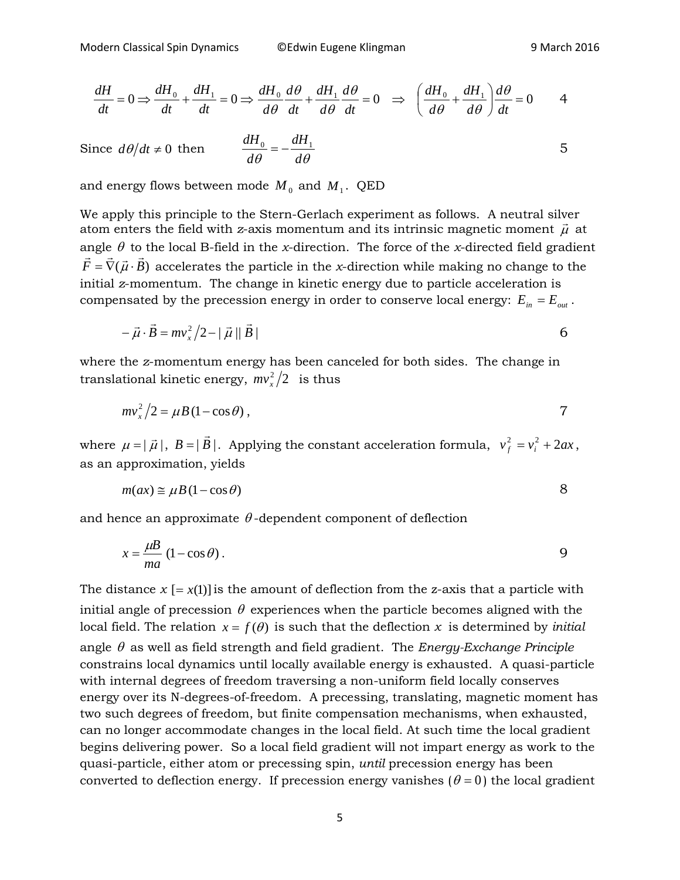$$\frac{dH}{dt}=0 \Rightarrow \frac{dH_0}{dt}+\frac{dH_1}{dt}=0 \Rightarrow \frac{dH_0}{d\theta}\frac{d\theta}{dt}+\frac{dH_1}{d\theta}\frac{d\theta}{dt}=0 \quad \Rightarrow \quad \left(\frac{dH_0}{d\theta}+\frac{dH_1}{d\theta}\right)\frac{d\theta}{dt}=0 \qquad 4$$

Since $d\theta/dt \neq 0$ then

$$\frac{dH_0}{d\theta}=-\frac{dH_1}{d\theta} \qquad 5$$

and energy flows between mode $M_0$ and $M_1$. QED

We apply this principle to the Stern-Gerlach experiment as follows. A neutral silver atom enters the field with *z*-axis momentum and its intrinsic magnetic moment $\vec{\mu}$ at angle $\theta$ to the local B-field in the *x*-direction. The force of the *x*-directed field gradient $\vec{F}=\vec{\nabla}(\vec{\mu}\cdot\vec{B})$ accelerates the particle in the *x*-direction while making no change to the initial *z*-momentum. The change in kinetic energy due to particle acceleration is compensated by the precession energy in order to conserve local energy: $E_{in}=E_{out}$.

$$-\vec{\mu}\cdot\vec{B}=mv_x^2/2-|\vec{\mu}||\vec{B}| \qquad 6$$

where the *z*-momentum energy has been canceled for both sides. The change in translational kinetic energy, $mv_x^2/2$ is thus

$$mv_x^2/2=\mu B(1-\cos\theta)\,, \qquad 7$$

where $\mu=|\vec{\mu}|$, $B=|\vec{B}|$. Applying the constant acceleration formula, $v_f^2=v_i^2+2ax$, as an approximation, yields

$$m(ax)\cong \mu B(1-\cos\theta) \qquad 8$$

and hence an approximate $\theta$-dependent component of deflection

$$x=\frac{\mu B}{ma}(1-\cos\theta)\,. \qquad 9$$

The distance $x\ [=x(1)]$ is the amount of deflection from the z-axis that a particle with initial angle of precession $\theta$ experiences when the particle becomes aligned with the local field. The relation $x=f(\theta)$ is such that the deflection $x$ is determined by *initial* angle $\theta$ as well as field strength and field gradient. The *Energy-Exchange Principle* constrains local dynamics until locally available energy is exhausted. A quasi-particle with internal degrees of freedom traversing a non-uniform field locally conserves energy over its N-degrees-of-freedom. A precessing, translating, magnetic moment has two such degrees of freedom, but finite compensation mechanisms, when exhausted, can no longer accommodate changes in the local field. At such time the local gradient begins delivering power. So a local field gradient will not impart energy as work to the quasi-particle, either atom or precessing spin, *until* precession energy has been converted to deflection energy. If precession energy vanishes ($\theta=0$) the local gradient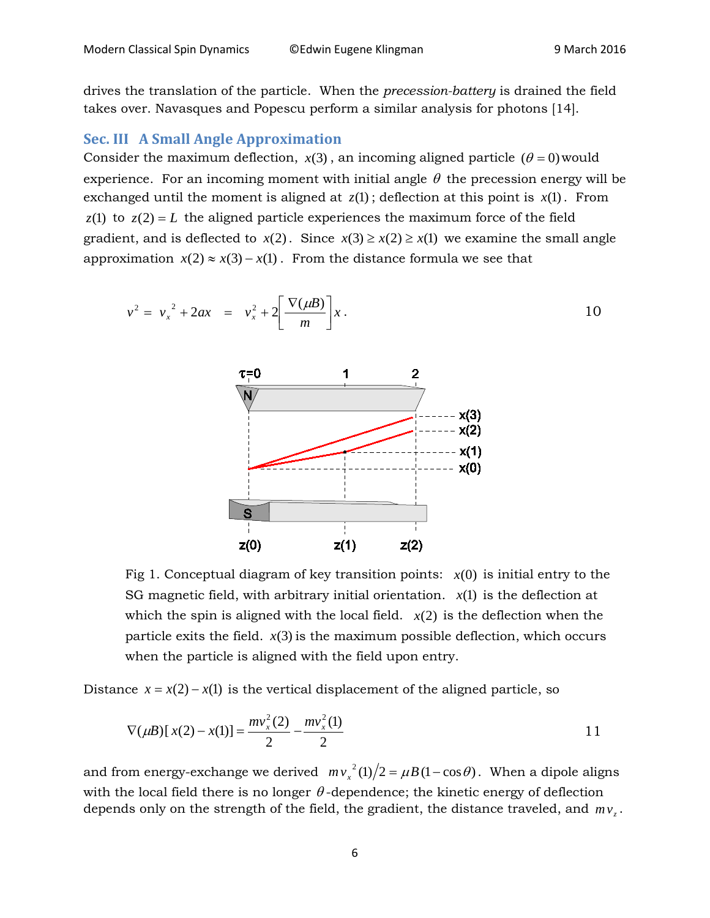drives the translation of the particle. When the *precession-battery* is drained the field takes over. Navasques and Popescu perform a similar analysis for photons [14].

## Sec. III A Small Angle Approximation

Consider the maximum deflection, $x(3)$, an incoming aligned particle $(\theta = 0)$ would experience. For an incoming moment with initial angle $\theta$ the precession energy will be exchanged until the moment is aligned at $z(1)$; deflection at this point is $x(1)$. From $z(1)$ to $z(2) = L$ the aligned particle experiences the maximum force of the field gradient, and is deflected to $x(2)$. Since $x(3) \geq x(2) \geq x(1)$ we examine the small angle approximation $x(2) \approx x(3) - x(1)$. From the distance formula we see that

$$v^2 = v_x^{\,2} + 2ax \quad = \quad v_x^2 + 2\left[\frac{\nabla(\mu B)}{m}\right]x\,. \tag{10}$$

Fig 1. Conceptual diagram of key transition points: $x(0)$ is initial entry to the SG magnetic field, with arbitrary initial orientation. $x(1)$ is the deflection at which the spin is aligned with the local field. $x(2)$ is the deflection when the particle exits the field. $x(3)$ is the maximum possible deflection, which occurs when the particle is aligned with the field upon entry.

Distance $x = x(2) - x(1)$ is the vertical displacement of the aligned particle, so

$$\nabla(\mu B)[\,x(2) - x(1)] = \frac{mv_x^2(2)}{2} - \frac{mv_x^2(1)}{2} \tag{11}$$

and from energy-exchange we derived $m v_x^{\,2}(1)/2 = \mu B(1-\cos\theta)$. When a dipole aligns with the local field there is no longer $\theta$-dependence; the kinetic energy of deflection depends only on the strength of the field, the gradient, the distance traveled, and $m v_z$.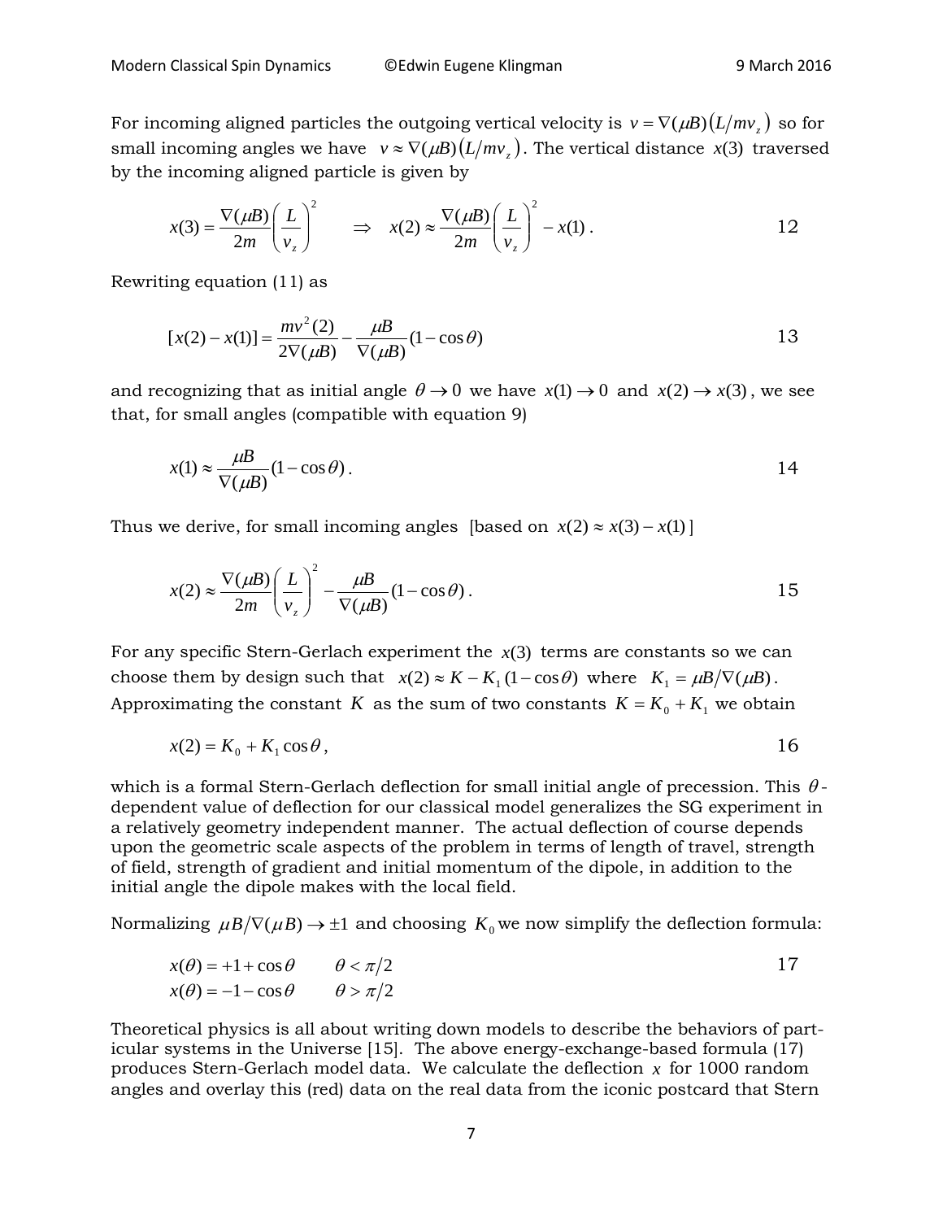For incoming aligned particles the outgoing vertical velocity is $v = \nabla(\mu B)(L/mv_z)$ so for small incoming angles we have $v \approx \nabla(\mu B)(L/mv_z)$. The vertical distance $x(3)$ traversed by the incoming aligned particle is given by

$$x(3) = \frac{\nabla(\mu B)}{2m}\left(\frac{L}{v_z}\right)^2 \quad \Rightarrow \quad x(2) \approx \frac{\nabla(\mu B)}{2m}\left(\frac{L}{v_z}\right)^2 - x(1)\,. \tag{12}$$

Rewriting equation (11) as

$$[x(2) - x(1)] = \frac{mv^2(2)}{2\nabla(\mu B)} - \frac{\mu B}{\nabla(\mu B)}(1 - \cos\theta) \tag{13}$$

and recognizing that as initial angle $\theta \to 0$ we have $x(1) \to 0$ and $x(2) \to x(3)$, we see that, for small angles (compatible with equation 9)

$$x(1) \approx \frac{\mu B}{\nabla(\mu B)}(1 - \cos\theta)\,. \tag{14}$$

Thus we derive, for small incoming angles [based on $x(2) \approx x(3) - x(1)$]

$$x(2) \approx \frac{\nabla(\mu B)}{2m}\left(\frac{L}{v_z}\right)^2 - \frac{\mu B}{\nabla(\mu B)}(1 - \cos\theta)\,. \tag{15}$$

For any specific Stern-Gerlach experiment the $x(3)$ terms are constants so we can choose them by design such that $x(2) \approx K - K_1(1 - \cos\theta)$ where $K_1 = \mu B/\nabla(\mu B)$. Approximating the constant $K$ as the sum of two constants $K = K_0 + K_1$ we obtain

$$x(2) = K_0 + K_1 \cos\theta\,, \tag{16}$$

which is a formal Stern-Gerlach deflection for small initial angle of precession. This $\theta$-dependent value of deflection for our classical model generalizes the SG experiment in a relatively geometry independent manner. The actual deflection of course depends upon the geometric scale aspects of the problem in terms of length of travel, strength of field, strength of gradient and initial momentum of the dipole, in addition to the initial angle the dipole makes with the local field.

Normalizing $\mu B/\nabla(\mu B) \to \pm 1$ and choosing $K_0$ we now simplify the deflection formula:

$$\begin{aligned} x(\theta) &= +1 + \cos\theta \qquad \theta < \pi/2 \\ x(\theta) &= -1 - \cos\theta \qquad \theta > \pi/2 \end{aligned} \tag{17}$$

Theoretical physics is all about writing down models to describe the behaviors of particular systems in the Universe [15]. The above energy-exchange-based formula (17) produces Stern-Gerlach model data. We calculate the deflection $x$ for 1000 random angles and overlay this (red) data on the real data from the iconic postcard that Stern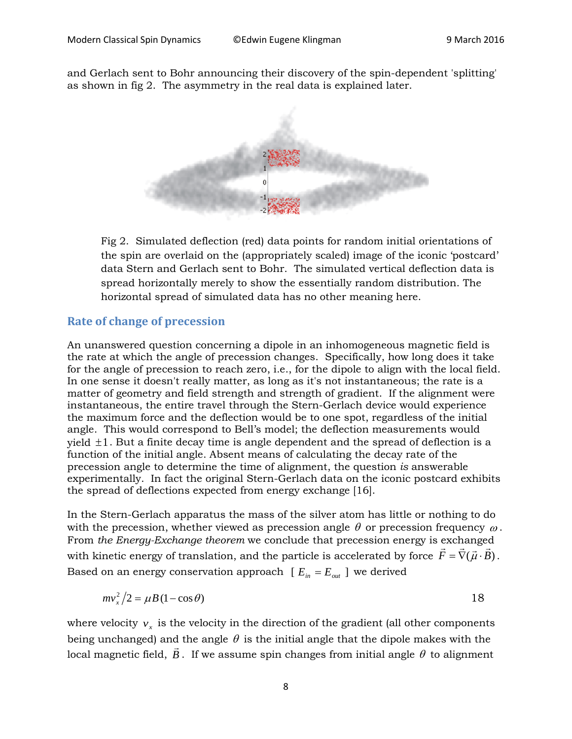and Gerlach sent to Bohr announcing their discovery of the spin-dependent 'splitting' as shown in fig 2. The asymmetry in the real data is explained later.

Fig 2. Simulated deflection (red) data points for random initial orientations of the spin are overlaid on the (appropriately scaled) image of the iconic 'postcard' data Stern and Gerlach sent to Bohr. The simulated vertical deflection data is spread horizontally merely to show the essentially random distribution. The horizontal spread of simulated data has no other meaning here.

## Rate of change of precession

An unanswered question concerning a dipole in an inhomogeneous magnetic field is the rate at which the angle of precession changes. Specifically, how long does it take for the angle of precession to reach zero, i.e., for the dipole to align with the local field. In one sense it doesn't really matter, as long as it's not instantaneous; the rate is a matter of geometry and field strength and strength of gradient. If the alignment were instantaneous, the entire travel through the Stern-Gerlach device would experience the maximum force and the deflection would be to one spot, regardless of the initial angle. This would correspond to Bell's model; the deflection measurements would yield $\pm 1$. But a finite decay time is angle dependent and the spread of deflection is a function of the initial angle. Absent means of calculating the decay rate of the precession angle to determine the time of alignment, the question *is* answerable experimentally. In fact the original Stern-Gerlach data on the iconic postcard exhibits the spread of deflections expected from energy exchange [16].

In the Stern-Gerlach apparatus the mass of the silver atom has little or nothing to do with the precession, whether viewed as precession angle $\theta$ or precession frequency $\omega$. From *the Energy-Exchange theorem* we conclude that precession energy is exchanged with kinetic energy of translation, and the particle is accelerated by force $\vec{F} = \vec{\nabla}(\vec{\mu} \cdot \vec{B})$. Based on an energy conservation approach [ $E_{in} = E_{out}$ ] we derived

$$mv_x^2/2 = \mu B(1 - \cos\theta) \qquad 18$$

where velocity $v_x$ is the velocity in the direction of the gradient (all other components being unchanged) and the angle $\theta$ is the initial angle that the dipole makes with the local magnetic field, $\vec{B}$. If we assume spin changes from initial angle $\theta$ to alignment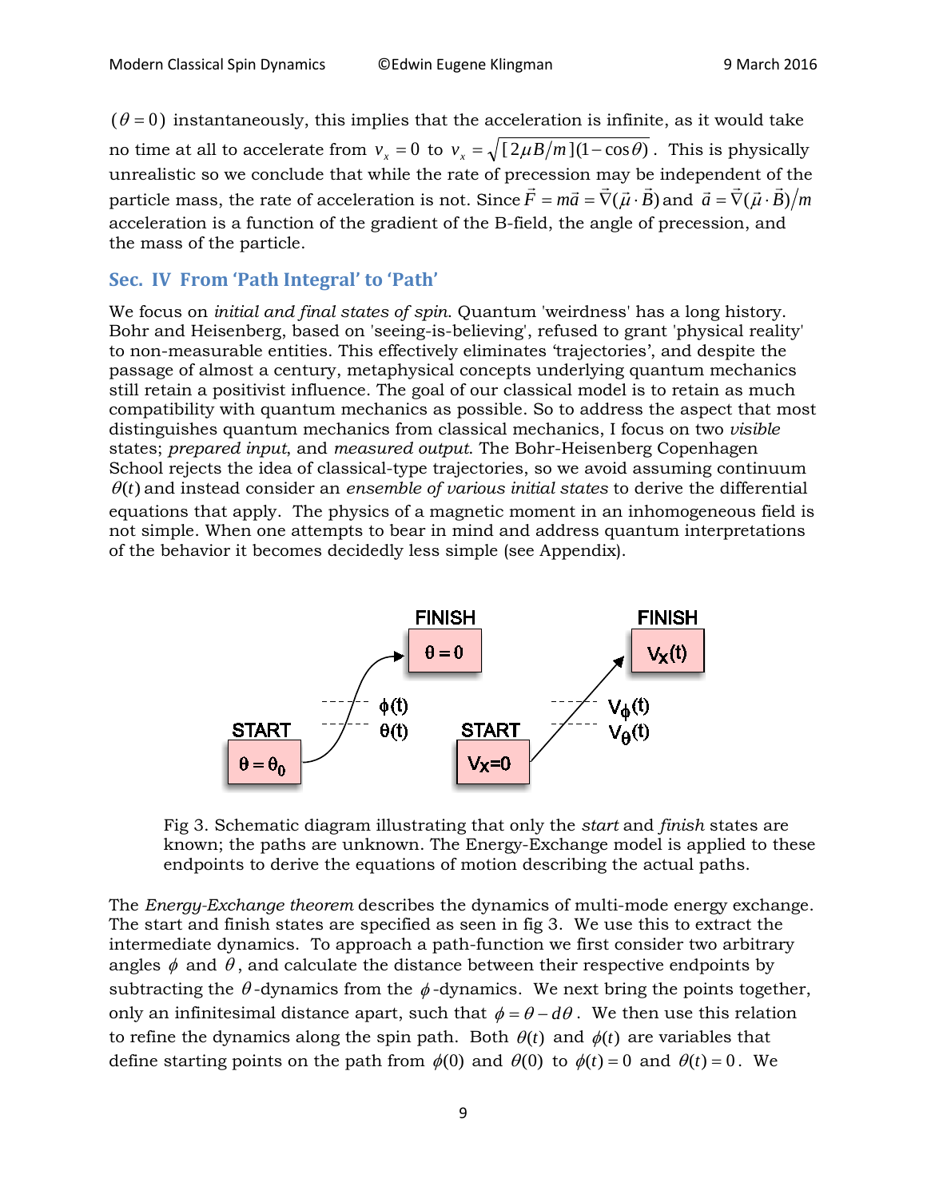$(\theta = 0)$ instantaneously, this implies that the acceleration is infinite, as it would take no time at all to accelerate from $v_x = 0$ to $v_x = \sqrt{[2\mu B/m](1-\cos\theta)}$. This is physically unrealistic so we conclude that while the rate of precession may be independent of the particle mass, the rate of acceleration is not. Since $\vec{F} = m\vec{a} = \vec{\nabla}(\vec{\mu}\cdot\vec{B})$ and $\vec{a} = \vec{\nabla}(\vec{\mu}\cdot\vec{B})/m$ acceleration is a function of the gradient of the B-field, the angle of precession, and the mass of the particle.

## Sec. IV From 'Path Integral' to 'Path'

We focus on *initial and final states of spin*. Quantum 'weirdness' has a long history. Bohr and Heisenberg, based on 'seeing-is-believing', refused to grant 'physical reality' to non-measurable entities. This effectively eliminates 'trajectories', and despite the passage of almost a century, metaphysical concepts underlying quantum mechanics still retain a positivist influence. The goal of our classical model is to retain as much compatibility with quantum mechanics as possible. So to address the aspect that most distinguishes quantum mechanics from classical mechanics, I focus on two *visible* states; *prepared input*, and *measured output*. The Bohr-Heisenberg Copenhagen School rejects the idea of classical-type trajectories, so we avoid assuming continuum $\theta(t)$ and instead consider an *ensemble of various initial states* to derive the differential equations that apply. The physics of a magnetic moment in an inhomogeneous field is not simple. When one attempts to bear in mind and address quantum interpretations of the behavior it becomes decidedly less simple (see Appendix).

Fig 3. Schematic diagram illustrating that only the *start* and *finish* states are known; the paths are unknown. The Energy-Exchange model is applied to these endpoints to derive the equations of motion describing the actual paths.

The *Energy-Exchange theorem* describes the dynamics of multi-mode energy exchange. The start and finish states are specified as seen in fig 3. We use this to extract the intermediate dynamics. To approach a path-function we first consider two arbitrary angles $\phi$ and $\theta$, and calculate the distance between their respective endpoints by subtracting the $\theta$-dynamics from the $\phi$-dynamics. We next bring the points together, only an infinitesimal distance apart, such that $\phi = \theta - d\theta$. We then use this relation to refine the dynamics along the spin path. Both $\theta(t)$ and $\phi(t)$ are variables that define starting points on the path from $\phi(0)$ and $\theta(0)$ to $\phi(t) = 0$ and $\theta(t) = 0$. We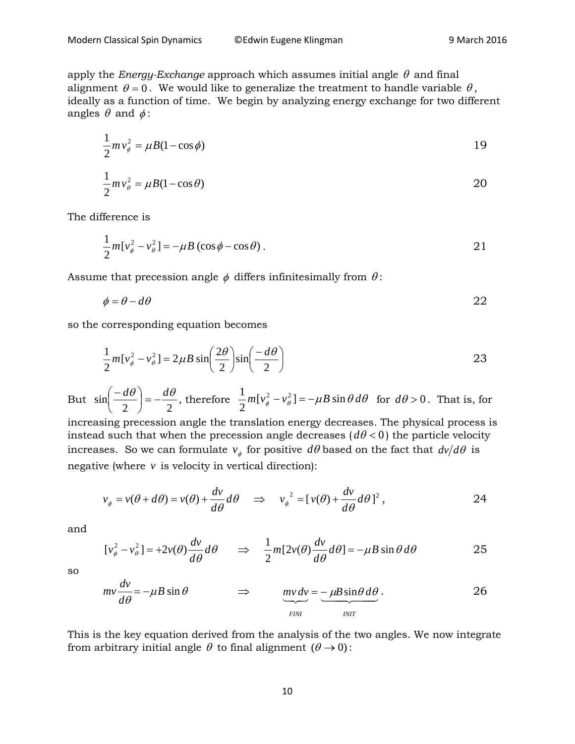apply the *Energy-Exchange* approach which assumes initial angle $\theta$ and final alignment $\theta = 0$. We would like to generalize the treatment to handle variable $\theta$, ideally as a function of time. We begin by analyzing energy exchange for two different angles $\theta$ and $\phi$:

$$\frac{1}{2} m v_\phi^2 = \mu B (1 - \cos\phi) \tag{19}$$

$$\frac{1}{2} m v_\theta^2 = \mu B (1 - \cos\theta) \tag{20}$$

The difference is

$$\frac{1}{2} m [v_\phi^2 - v_\theta^2] = -\mu B \,(\cos\phi - \cos\theta)\,. \tag{21}$$

Assume that precession angle $\phi$ differs infinitesimally from $\theta$:

$$\phi = \theta - d\theta \tag{22}$$

so the corresponding equation becomes

$$\frac{1}{2} m [v_\phi^2 - v_\theta^2] = 2\mu B \sin\left(\frac{2\theta}{2}\right) \sin\left(\frac{-d\theta}{2}\right) \tag{23}$$

But $\sin\left(\frac{-d\theta}{2}\right) = -\frac{d\theta}{2}$, therefore $\frac{1}{2} m [v_\phi^2 - v_\theta^2] = -\mu B \sin\theta \, d\theta$ for $d\theta > 0$. That is, for increasing precession angle the translation energy decreases. The physical process is instead such that when the precession angle decreases ($d\theta < 0$) the particle velocity increases. So we can formulate $v_\phi$ for positive $d\theta$ based on the fact that $dv/d\theta$ is negative (where $v$ is velocity in vertical direction):

$$v_\phi = v(\theta + d\theta) = v(\theta) + \frac{dv}{d\theta} d\theta \quad \Rightarrow \quad {v_\phi}^2 = [\, v(\theta) + \frac{dv}{d\theta} d\theta \,]^2 \,, \tag{24}$$

and

$$[v_\phi^2 - v_\theta^2] = +2v(\theta) \frac{dv}{d\theta} d\theta \quad \Rightarrow \quad \frac{1}{2} m [2v(\theta) \frac{dv}{d\theta} d\theta] = -\mu B \sin\theta \, d\theta \tag{25}$$

so

$$m v \frac{dv}{d\theta} = -\mu B \sin\theta \quad \Rightarrow \quad \underbrace{m v \, dv}_{FINI} = \underbrace{-\,\mu B \sin\theta \, d\theta}_{INIT} \,. \tag{26}$$

This is the key equation derived from the analysis of the two angles. We now integrate from arbitrary initial angle $\theta$ to final alignment $(\theta \to 0)$: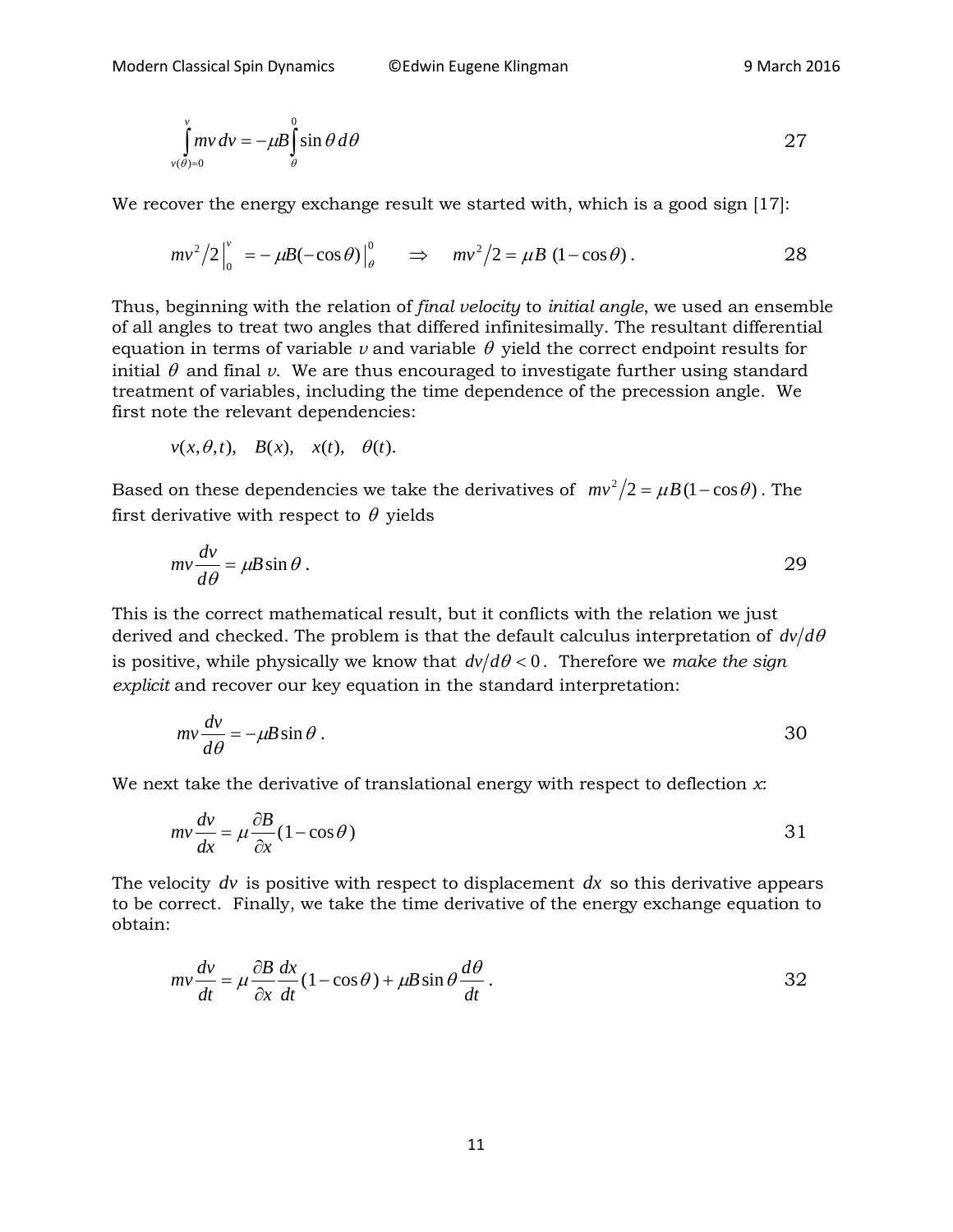$$\int_{v(\theta)=0}^{v} mv\,dv = -\mu B \int_{\theta}^{0} \sin\theta\, d\theta \tag{27}$$

We recover the energy exchange result we started with, which is a good sign [17]:

$$mv^2/2\Big|_0^v = -\mu B(-\cos\theta)\Big|_\theta^0 \quad \Rightarrow \quad mv^2/2 = \mu B\ (1-\cos\theta)\,. \tag{28}$$

Thus, beginning with the relation of *final velocity* to *initial angle*, we used an ensemble of all angles to treat two angles that differed infinitesimally. The resultant differential equation in terms of variable $v$ and variable $\theta$ yield the correct endpoint results for initial $\theta$ and final $v$. We are thus encouraged to investigate further using standard treatment of variables, including the time dependence of the precession angle. We first note the relevant dependencies:

$$v(x,\theta,t), \quad B(x), \quad x(t), \quad \theta(t).$$

Based on these dependencies we take the derivatives of $mv^2/2 = \mu B(1-\cos\theta)$. The first derivative with respect to $\theta$ yields

$$mv\frac{dv}{d\theta} = \mu B \sin\theta\,. \tag{29}$$

This is the correct mathematical result, but it conflicts with the relation we just derived and checked. The problem is that the default calculus interpretation of $dv/d\theta$ is positive, while physically we know that $dv/d\theta < 0$. Therefore we *make the sign explicit* and recover our key equation in the standard interpretation:

$$mv\frac{dv}{d\theta} = -\mu B \sin\theta\,. \tag{30}$$

We next take the derivative of translational energy with respect to deflection $x$:

$$mv\frac{dv}{dx} = \mu \frac{\partial B}{\partial x}(1-\cos\theta) \tag{31}$$

The velocity $dv$ is positive with respect to displacement $dx$ so this derivative appears to be correct. Finally, we take the time derivative of the energy exchange equation to obtain:

$$mv\frac{dv}{dt} = \mu \frac{\partial B}{\partial x}\frac{dx}{dt}(1-\cos\theta) + \mu B \sin\theta \frac{d\theta}{dt}\,. \tag{32}$$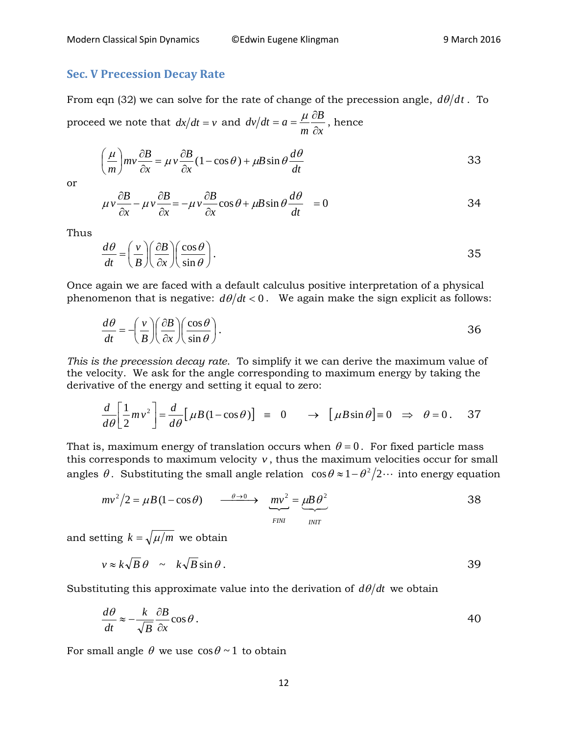## Sec. V Precession Decay Rate

From eqn (32) we can solve for the rate of change of the precession angle, $d\theta/dt$. To proceed we note that $dx/dt = v$ and $dv/dt = a = \frac{\mu}{m}\frac{\partial B}{\partial x}$, hence

$$\left(\frac{\mu}{m}\right) mv \frac{\partial B}{\partial x} = \mu v \frac{\partial B}{\partial x}(1-\cos\theta) + \mu B \sin\theta \frac{d\theta}{dt} \tag{33}$$

or

$$\mu v \frac{\partial B}{\partial x} - \mu v \frac{\partial B}{\partial x} = -\mu v \frac{\partial B}{\partial x}\cos\theta + \mu B \sin\theta \frac{d\theta}{dt} \quad = 0 \tag{34}$$

Thus

$$\frac{d\theta}{dt} = \left(\frac{v}{B}\right)\left(\frac{\partial B}{\partial x}\right)\left(\frac{\cos\theta}{\sin\theta}\right). \tag{35}$$

Once again we are faced with a default calculus positive interpretation of a physical phenomenon that is negative: $d\theta/dt < 0$. We again make the sign explicit as follows:

$$\frac{d\theta}{dt} = -\left(\frac{v}{B}\right)\left(\frac{\partial B}{\partial x}\right)\left(\frac{\cos\theta}{\sin\theta}\right). \tag{36}$$

*This is the precession decay rate.* To simplify it we can derive the maximum value of the velocity. We ask for the angle corresponding to maximum energy by taking the derivative of the energy and setting it equal to zero:

$$\frac{d}{d\theta}\left[\frac{1}{2}mv^2\right] = \frac{d}{d\theta}\left[\mu B(1-\cos\theta)\right] \equiv 0 \quad \to \left[\mu B \sin\theta\right] \equiv 0 \;\Rightarrow\; \theta = 0. \tag{37}$$

That is, maximum energy of translation occurs when $\theta = 0$. For fixed particle mass this corresponds to maximum velocity $v$, thus the maximum velocities occur for small angles $\theta$. Substituting the small angle relation $\cos\theta \approx 1 - \theta^2/2\cdots$ into energy equation

$$mv^2/2 = \mu B(1-\cos\theta) \xrightarrow{\theta\to 0} \underbrace{mv^2}_{FINI} = \underbrace{\mu B\theta^2}_{INIT} \tag{38}$$

and setting $k = \sqrt{\mu/m}$ we obtain

$$v \approx k\sqrt{B}\,\theta \;\sim\; k\sqrt{B}\sin\theta. \tag{39}$$

Substituting this approximate value into the derivation of $d\theta/dt$ we obtain

$$\frac{d\theta}{dt} \approx -\frac{k}{\sqrt{B}}\frac{\partial B}{\partial x}\cos\theta. \tag{40}$$

For small angle $\theta$ we use $\cos\theta \sim 1$ to obtain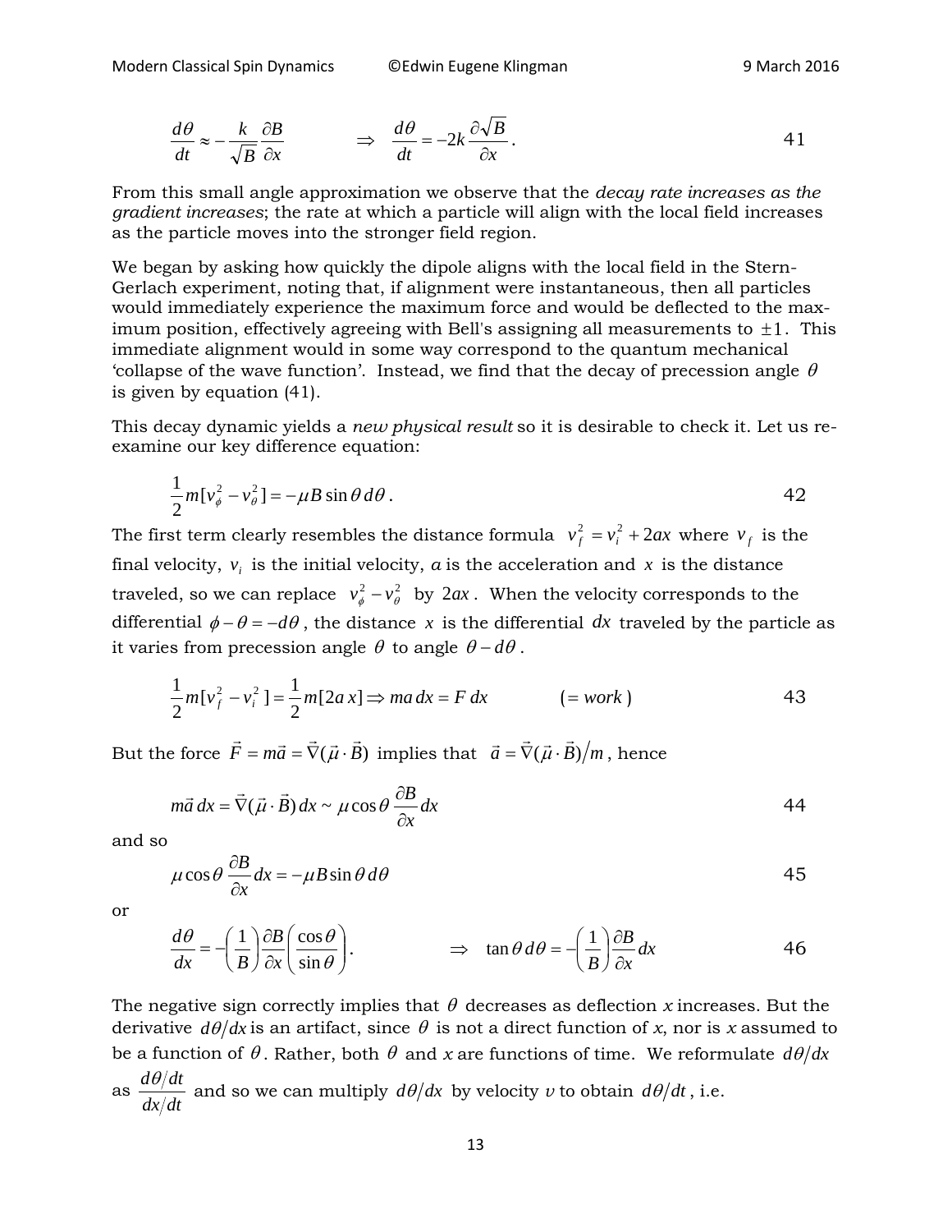$$\frac{d\theta}{dt} \approx -\frac{k}{\sqrt{B}}\frac{\partial B}{\partial x} \qquad \Rightarrow \quad \frac{d\theta}{dt} = -2k\frac{\partial \sqrt{B}}{\partial x}. \qquad 41$$

From this small angle approximation we observe that the *decay rate increases as the gradient increases*; the rate at which a particle will align with the local field increases as the particle moves into the stronger field region.

We began by asking how quickly the dipole aligns with the local field in the Stern-Gerlach experiment, noting that, if alignment were instantaneous, then all particles would immediately experience the maximum force and would be deflected to the maximum position, effectively agreeing with Bell's assigning all measurements to $\pm 1$. This immediate alignment would in some way correspond to the quantum mechanical 'collapse of the wave function'. Instead, we find that the decay of precession angle $\theta$ is given by equation (41).

This decay dynamic yields a *new physical result* so it is desirable to check it. Let us re-examine our key difference equation:

$$\frac{1}{2}m[v_\phi^2 - v_\theta^2] = -\mu B \sin\theta \, d\theta. \qquad 42$$

The first term clearly resembles the distance formula $v_f^2 = v_i^2 + 2ax$ where $v_f$ is the final velocity, $v_i$ is the initial velocity, $a$ is the acceleration and $x$ is the distance traveled, so we can replace $v_\phi^2 - v_\theta^2$ by $2ax$. When the velocity corresponds to the differential $\phi - \theta = -d\theta$, the distance $x$ is the differential $dx$ traveled by the particle as it varies from precession angle $\theta$ to angle $\theta - d\theta$.

$$\frac{1}{2}m[v_f^2 - v_i^2] = \frac{1}{2}m[2a\,x] \Rightarrow ma\,dx = F\,dx \qquad (= work) \qquad 43$$

But the force $\vec{F} = m\vec{a} = \vec{\nabla}(\vec{\mu}\cdot\vec{B})$ implies that $\vec{a} = \vec{\nabla}(\vec{\mu}\cdot\vec{B})/m$, hence

$$m\vec{a}\,dx = \vec{\nabla}(\vec{\mu}\cdot\vec{B})\,dx \sim \mu\cos\theta\frac{\partial B}{\partial x}dx \qquad 44$$

and so

$$\mu\cos\theta\frac{\partial B}{\partial x}dx = -\mu B\sin\theta\,d\theta \qquad 45$$

or

$$\frac{d\theta}{dx} = -\left(\frac{1}{B}\right)\frac{\partial B}{\partial x}\left(\frac{\cos\theta}{\sin\theta}\right). \qquad \Rightarrow \quad \tan\theta\,d\theta = -\left(\frac{1}{B}\right)\frac{\partial B}{\partial x}dx \qquad 46$$

The negative sign correctly implies that $\theta$ decreases as deflection $x$ increases. But the derivative $d\theta/dx$ is an artifact, since $\theta$ is not a direct function of $x$, nor is $x$ assumed to be a function of $\theta$. Rather, both $\theta$ and $x$ are functions of time. We reformulate $d\theta/dx$ as $\frac{d\theta/dt}{dx/dt}$ and so we can multiply $d\theta/dx$ by velocity $v$ to obtain $d\theta/dt$, i.e.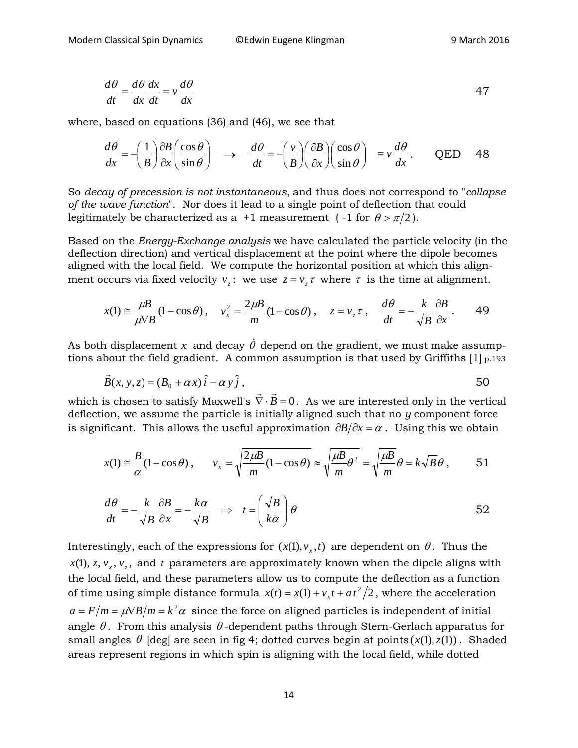$$\frac{d\theta}{dt} = \frac{d\theta}{dx}\frac{dx}{dt} = v\frac{d\theta}{dx} \tag{47}$$

where, based on equations (36) and (46), we see that

$$\frac{d\theta}{dx} = -\left(\frac{1}{B}\right)\frac{\partial B}{\partial x}\left(\frac{\cos\theta}{\sin\theta}\right) \quad \rightarrow \quad \frac{d\theta}{dt} = -\left(\frac{v}{B}\right)\left(\frac{\partial B}{\partial x}\right)\left(\frac{\cos\theta}{\sin\theta}\right) \equiv v\frac{d\theta}{dx}. \qquad \text{QED} \tag{48}$$

So *decay of precession is not instantaneous*, and thus does not correspond to "*collapse of the wave function*". Nor does it lead to a single point of deflection that could legitimately be characterized as a +1 measurement ( -1 for $\theta > \pi/2$ ).

Based on the *Energy-Exchange analysis* we have calculated the particle velocity (in the deflection direction) and vertical displacement at the point where the dipole becomes aligned with the local field. We compute the horizontal position at which this alignment occurs via fixed velocity $v_z$: we use $z = v_z \tau$ where $\tau$ is the time at alignment.

$$x(1) \cong \frac{\mu B}{\mu \nabla B}(1-\cos\theta), \quad v_x^2 = \frac{2\mu B}{m}(1-\cos\theta), \quad z = v_z \tau, \quad \frac{d\theta}{dt} = -\frac{k}{\sqrt{B}}\frac{\partial B}{\partial x}. \tag{49}$$

As both displacement $x$ and decay $\dot{\theta}$ depend on the gradient, we must make assumptions about the field gradient. A common assumption is that used by Griffiths [1] p.193

$$\vec{B}(x,y,z) = (B_0 + \alpha x)\,\hat{i} - \alpha y\,\hat{j}\,, \tag{50}$$

which is chosen to satisfy Maxwell's $\vec{\nabla}\cdot\vec{B} = 0$. As we are interested only in the vertical deflection, we assume the particle is initially aligned such that no *y* component force is significant. This allows the useful approximation $\partial B/\partial x = \alpha$. Using this we obtain

$$x(1) \cong \frac{B}{\alpha}(1-\cos\theta), \qquad v_x = \sqrt{\frac{2\mu B}{m}(1-\cos\theta)} \approx \sqrt{\frac{\mu B}{m}\theta^2} = \sqrt{\frac{\mu B}{m}}\,\theta = k\sqrt{B}\,\theta\,, \tag{51}$$

$$\frac{d\theta}{dt} = -\frac{k}{\sqrt{B}}\frac{\partial B}{\partial x} = -\frac{k\alpha}{\sqrt{B}} \quad \Rightarrow \quad t = \left(\frac{\sqrt{B}}{k\alpha}\right)\theta \tag{52}$$

Interestingly, each of the expressions for $(x(1), v_x, t)$ are dependent on $\theta$. Thus the $x(1), z, v_x, v_z,$ and $t$ parameters are approximately known when the dipole aligns with the local field, and these parameters allow us to compute the deflection as a function of time using simple distance formula $x(t) = x(1) + v_x t + a t^2/2$, where the acceleration $a = F/m = \mu\nabla B/m = k^2\alpha$ since the force on aligned particles is independent of initial angle $\theta$. From this analysis $\theta$-dependent paths through Stern-Gerlach apparatus for small angles $\theta$ [deg] are seen in fig 4; dotted curves begin at points $(x(1), z(1))$. Shaded areas represent regions in which spin is aligning with the local field, while dotted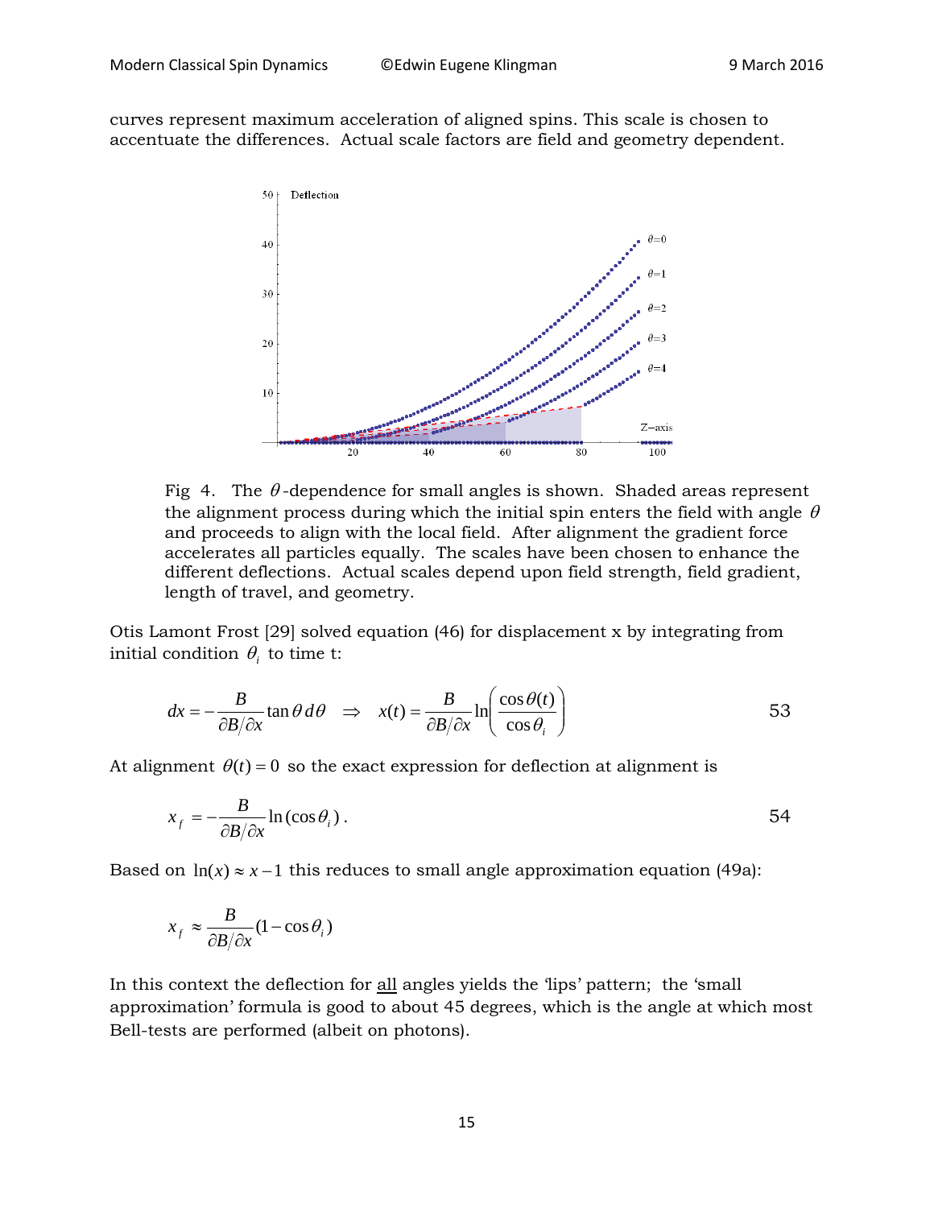curves represent maximum acceleration of aligned spins. This scale is chosen to accentuate the differences. Actual scale factors are field and geometry dependent.

Fig 4. The $\theta$-dependence for small angles is shown. Shaded areas represent the alignment process during which the initial spin enters the field with angle $\theta$ and proceeds to align with the local field. After alignment the gradient force accelerates all particles equally. The scales have been chosen to enhance the different deflections. Actual scales depend upon field strength, field gradient, length of travel, and geometry.

Otis Lamont Frost [29] solved equation (46) for displacement x by integrating from initial condition $\theta_i$ to time t:

$$dx = -\frac{B}{\partial B/\partial x}\tan\theta\, d\theta \quad \Rightarrow \quad x(t) = \frac{B}{\partial B/\partial x}\ln\left(\frac{\cos\theta(t)}{\cos\theta_i}\right) \qquad 53$$

At alignment $\theta(t) = 0$ so the exact expression for deflection at alignment is

$$x_f = -\frac{B}{\partial B/\partial x}\ln(\cos\theta_i)\,. \qquad 54$$

Based on $\ln(x) \approx x - 1$ this reduces to small angle approximation equation (49a):

$$x_f \approx \frac{B}{\partial B/\partial x}(1 - \cos\theta_i)$$

In this context the deflection for <u>all</u> angles yields the 'lips' pattern; the 'small approximation' formula is good to about 45 degrees, which is the angle at which most Bell-tests are performed (albeit on photons).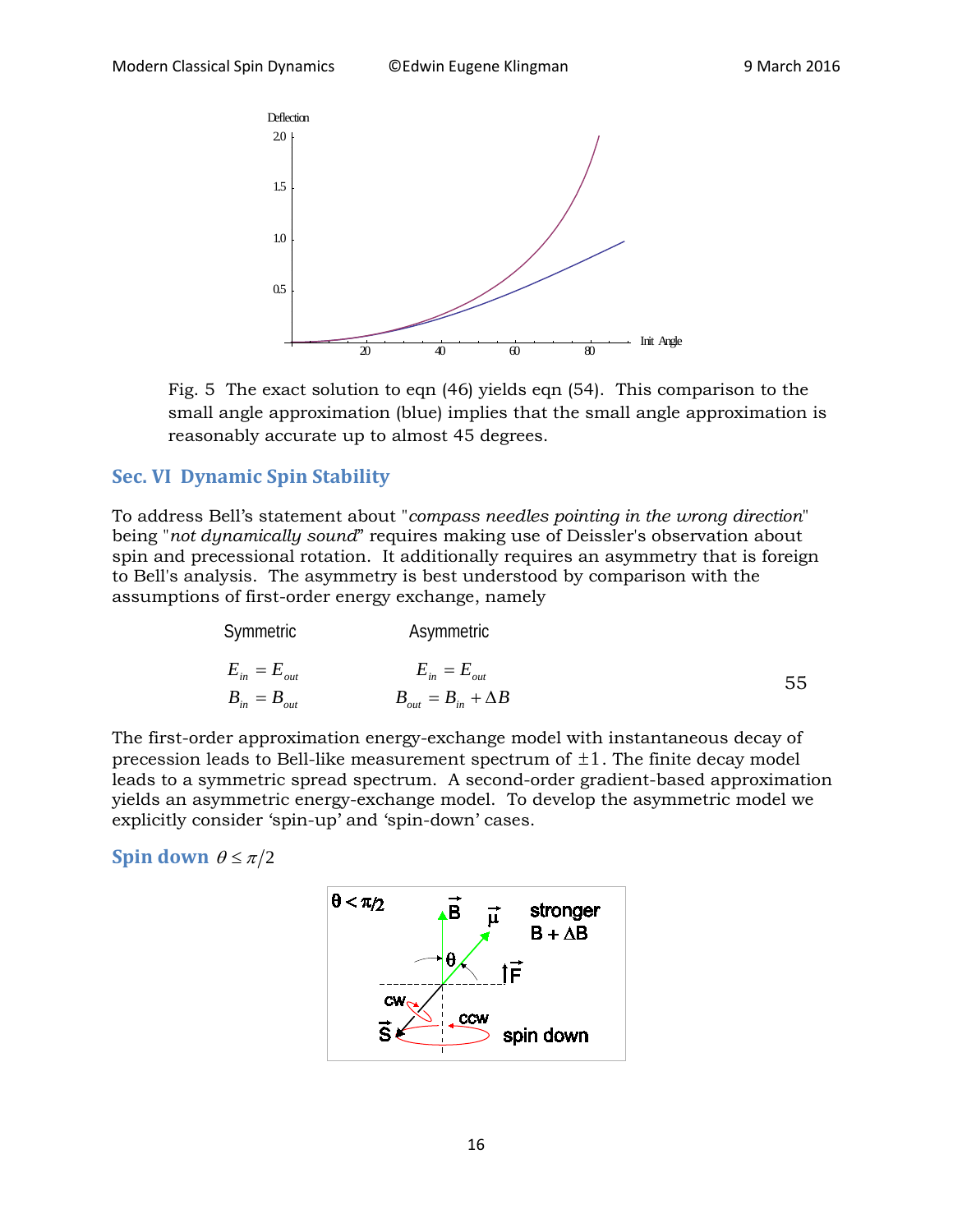Fig. 5 The exact solution to eqn (46) yields eqn (54). This comparison to the small angle approximation (blue) implies that the small angle approximation is reasonably accurate up to almost 45 degrees.

## Sec. VI Dynamic Spin Stability

To address Bell's statement about "*compass needles pointing in the wrong direction*" being "*not dynamically sound*" requires making use of Deissler's observation about spin and precessional rotation. It additionally requires an asymmetry that is foreign to Bell's analysis. The asymmetry is best understood by comparison with the assumptions of first-order energy exchange, namely

| Symmetric | Asymmetric | |
|---|---|---|
| $E_{in} = E_{out}$ | $E_{in} = E_{out}$ | 55 |
| $B_{in} = B_{out}$ | $B_{out} = B_{in} + \Delta B$ | |

The first-order approximation energy-exchange model with instantaneous decay of precession leads to Bell-like measurement spectrum of $\pm 1$. The finite decay model leads to a symmetric spread spectrum. A second-order gradient-based approximation yields an asymmetric energy-exchange model. To develop the asymmetric model we explicitly consider 'spin-up' and 'spin-down' cases.

### Spin down $\theta \le \pi/2$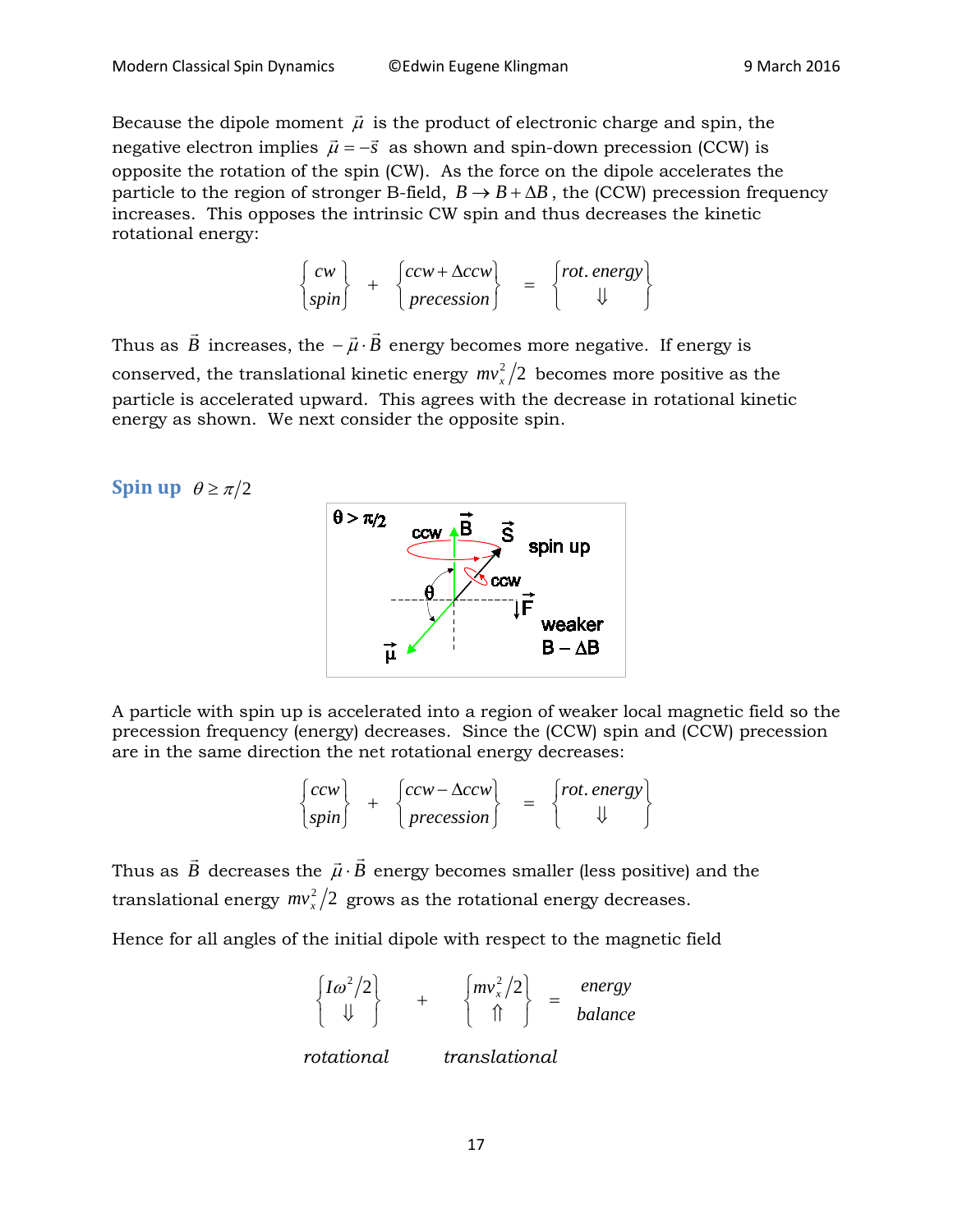Because the dipole moment $\vec{\mu}$ is the product of electronic charge and spin, the negative electron implies $\vec{\mu} = -\vec{s}$ as shown and spin-down precession (CCW) is opposite the rotation of the spin (CW). As the force on the dipole accelerates the particle to the region of stronger B-field, $B \to B + \Delta B$, the (CCW) precession frequency increases. This opposes the intrinsic CW spin and thus decreases the kinetic rotational energy:

$$\begin{Bmatrix} cw \\ spin \end{Bmatrix} + \begin{Bmatrix} ccw + \Delta ccw \\ precession \end{Bmatrix} = \begin{Bmatrix} rot.\ energy \\ \Downarrow \end{Bmatrix}$$

Thus as $\vec{B}$ increases, the $-\vec{\mu} \cdot \vec{B}$ energy becomes more negative. If energy is conserved, the translational kinetic energy $mv_x^2/2$ becomes more positive as the particle is accelerated upward. This agrees with the decrease in rotational kinetic energy as shown. We next consider the opposite spin.

## Spin up $\theta \geq \pi/2$

A particle with spin up is accelerated into a region of weaker local magnetic field so the precession frequency (energy) decreases. Since the (CCW) spin and (CCW) precession are in the same direction the net rotational energy decreases:

$$\begin{Bmatrix} ccw \\ spin \end{Bmatrix} + \begin{Bmatrix} ccw - \Delta ccw \\ precession \end{Bmatrix} = \begin{Bmatrix} rot.\ energy \\ \Downarrow \end{Bmatrix}$$

Thus as $\vec{B}$ decreases the $\vec{\mu} \cdot \vec{B}$ energy becomes smaller (less positive) and the translational energy $mv_x^2/2$ grows as the rotational energy decreases.

Hence for all angles of the initial dipole with respect to the magnetic field

$$\underset{rotational}{\begin{Bmatrix} I\omega^2/2 \\ \Downarrow \end{Bmatrix}} + \underset{translational}{\begin{Bmatrix} mv_x^2/2 \\ \Uparrow \end{Bmatrix}} = \begin{matrix} energy \\ balance \end{matrix}$$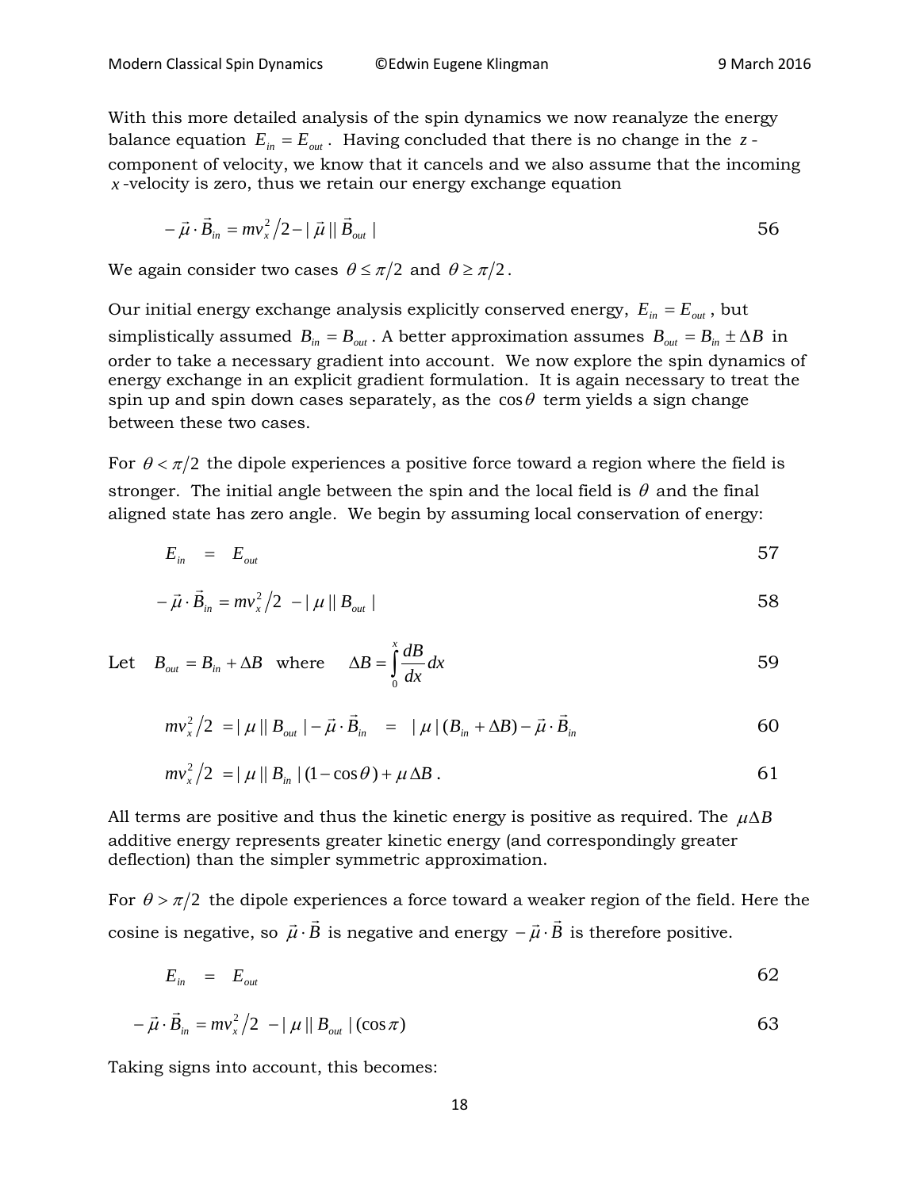With this more detailed analysis of the spin dynamics we now reanalyze the energy balance equation $E_{in} = E_{out}$. Having concluded that there is no change in the $z$-component of velocity, we know that it cancels and we also assume that the incoming $x$-velocity is zero, thus we retain our energy exchange equation

$$-\vec{\mu} \cdot \vec{B}_{in} = mv_x^2/2 - |\vec{\mu}||\vec{B}_{out}| \qquad 56$$

We again consider two cases $\theta \le \pi/2$ and $\theta \ge \pi/2$.

Our initial energy exchange analysis explicitly conserved energy, $E_{in} = E_{out}$, but simplistically assumed $B_{in} = B_{out}$. A better approximation assumes $B_{out} = B_{in} \pm \Delta B$ in order to take a necessary gradient into account. We now explore the spin dynamics of energy exchange in an explicit gradient formulation. It is again necessary to treat the spin up and spin down cases separately, as the $\cos\theta$ term yields a sign change between these two cases.

For $\theta < \pi/2$ the dipole experiences a positive force toward a region where the field is stronger. The initial angle between the spin and the local field is $\theta$ and the final aligned state has zero angle. We begin by assuming local conservation of energy:

$$E_{in} = E_{out} \qquad 57$$

$$-\vec{\mu} \cdot \vec{B}_{in} = mv_x^2/2 - |\mu||B_{out}| \qquad 58$$

Let $B_{out} = B_{in} + \Delta B$ where $\Delta B = \int_0^x \frac{dB}{dx} dx$ 59

$$mv_x^2/2 = |\mu||B_{out}| - \vec{\mu} \cdot \vec{B}_{in} = |\mu|(B_{in} + \Delta B) - \vec{\mu} \cdot \vec{B}_{in} \qquad 60$$

$$mv_x^2/2 = |\mu||B_{in}|(1 - \cos\theta) + \mu \Delta B. \qquad 61$$

All terms are positive and thus the kinetic energy is positive as required. The $\mu\Delta B$ additive energy represents greater kinetic energy (and correspondingly greater deflection) than the simpler symmetric approximation.

For $\theta > \pi/2$ the dipole experiences a force toward a weaker region of the field. Here the cosine is negative, so $\vec{\mu} \cdot \vec{B}$ is negative and energy $-\vec{\mu} \cdot \vec{B}$ is therefore positive.

$$E_{in} = E_{out} \qquad 62$$

$$-\vec{\mu} \cdot \vec{B}_{in} = mv_x^2/2 - |\mu||B_{out}|(\cos\pi) \qquad 63$$

Taking signs into account, this becomes: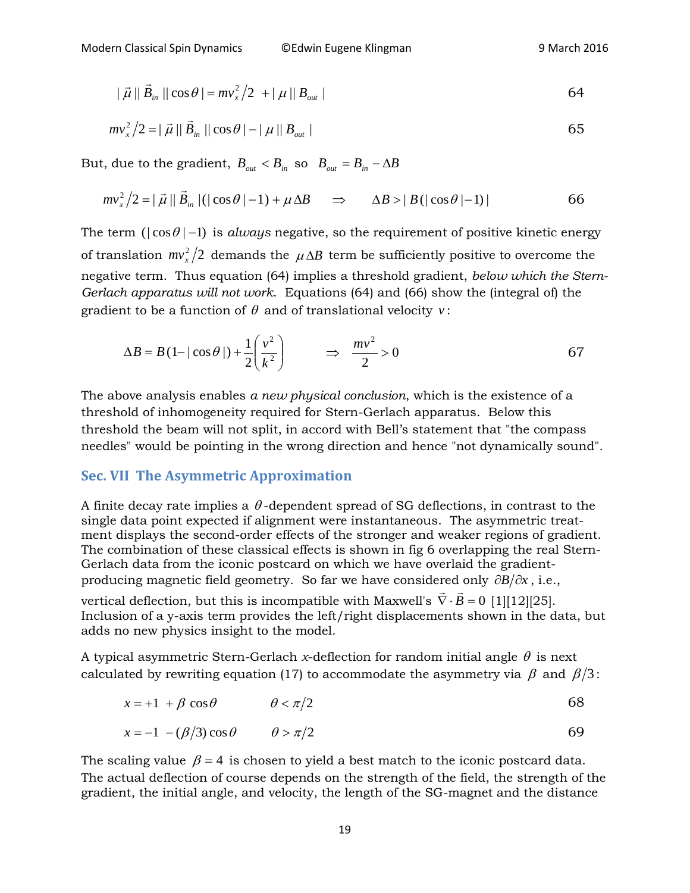$$|\vec{\mu}||\vec{B}_{in}||\cos\theta| = mv_x^2/2 \;+ |\mu||B_{out}| \qquad 64$$

$$mv_x^2/2 = |\vec{\mu}||\vec{B}_{in}||\cos\theta| - |\mu||B_{out}| \qquad 65$$

But, due to the gradient, $B_{out} < B_{in}$ so $B_{out} = B_{in} - \Delta B$

$$mv_x^2/2 = |\vec{\mu}||\vec{B}_{in}|(|\cos\theta|-1) + \mu\Delta B \quad \Rightarrow \quad \Delta B > |B(|\cos\theta|-1)| \qquad 66$$

The term $(|\cos\theta|-1)$ is *always* negative, so the requirement of positive kinetic energy of translation $mv_x^2/2$ demands the $\mu\Delta B$ term be sufficiently positive to overcome the negative term. Thus equation (64) implies a threshold gradient, *below which the Stern-Gerlach apparatus will not work*. Equations (64) and (66) show the (integral of) the gradient to be a function of $\theta$ and of translational velocity $v$:

$$\Delta B = B(1-|\cos\theta|) + \frac{1}{2}\left(\frac{v^2}{k^2}\right) \qquad \Rightarrow \quad \frac{mv^2}{2} > 0 \qquad 67$$

The above analysis enables *a new physical conclusion*, which is the existence of a threshold of inhomogeneity required for Stern-Gerlach apparatus. Below this threshold the beam will not split, in accord with Bell's statement that "the compass needles" would be pointing in the wrong direction and hence "not dynamically sound".

## Sec. VII The Asymmetric Approximation

A finite decay rate implies a $\theta$-dependent spread of SG deflections, in contrast to the single data point expected if alignment were instantaneous. The asymmetric treatment displays the second-order effects of the stronger and weaker regions of gradient. The combination of these classical effects is shown in fig 6 overlapping the real Stern-Gerlach data from the iconic postcard on which we have overlaid the gradient-producing magnetic field geometry. So far we have considered only $\partial B/\partial x$, i.e., vertical deflection, but this is incompatible with Maxwell's $\vec{\nabla}\cdot\vec{B} = 0$ [1][12][25]. Inclusion of a y-axis term provides the left/right displacements shown in the data, but adds no new physics insight to the model.

A typical asymmetric Stern-Gerlach *x*-deflection for random initial angle $\theta$ is next calculated by rewriting equation (17) to accommodate the asymmetry via $\beta$ and $\beta/3$:

$$x = +1 \;+ \beta\cos\theta \qquad \theta < \pi/2 \qquad 68$$

$$x = -1 \;-(\beta/3)\cos\theta \qquad \theta > \pi/2 \qquad 69$$

The scaling value $\beta = 4$ is chosen to yield a best match to the iconic postcard data. The actual deflection of course depends on the strength of the field, the strength of the gradient, the initial angle, and velocity, the length of the SG-magnet and the distance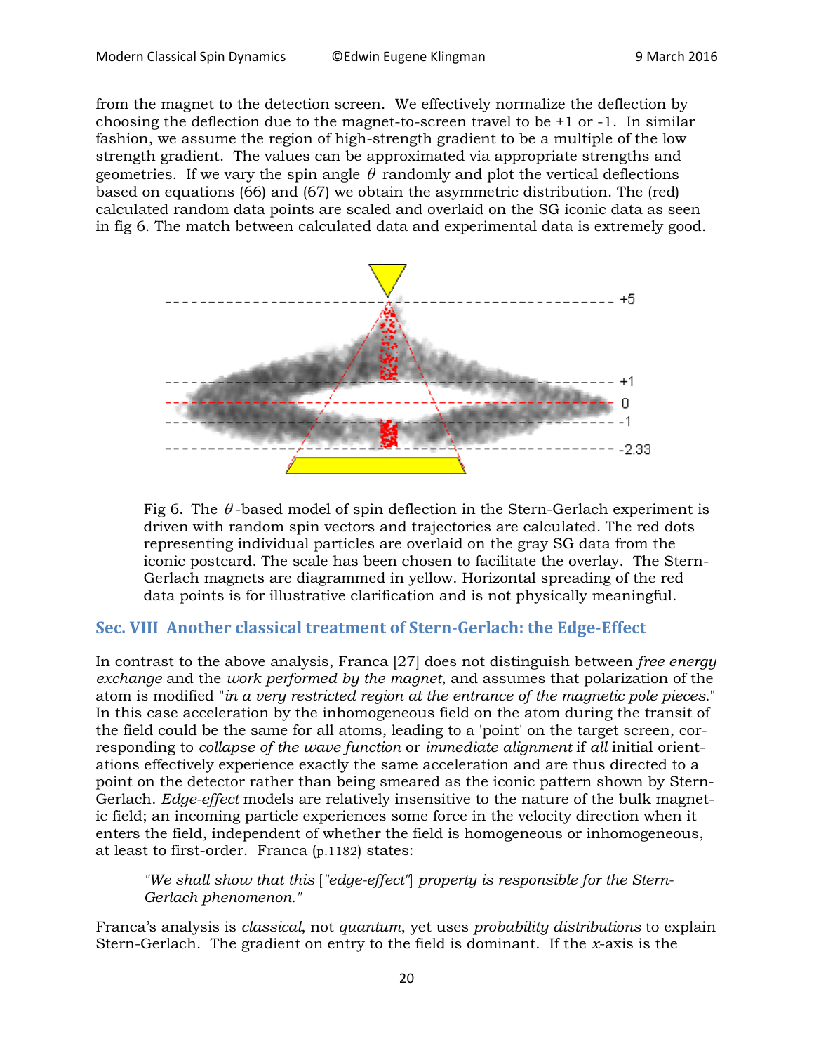from the magnet to the detection screen. We effectively normalize the deflection by choosing the deflection due to the magnet-to-screen travel to be +1 or -1. In similar fashion, we assume the region of high-strength gradient to be a multiple of the low strength gradient. The values can be approximated via appropriate strengths and geometries. If we vary the spin angle $\theta$ randomly and plot the vertical deflections based on equations (66) and (67) we obtain the asymmetric distribution. The (red) calculated random data points are scaled and overlaid on the SG iconic data as seen in fig 6. The match between calculated data and experimental data is extremely good.

Fig 6. The $\theta$-based model of spin deflection in the Stern-Gerlach experiment is driven with random spin vectors and trajectories are calculated. The red dots representing individual particles are overlaid on the gray SG data from the iconic postcard. The scale has been chosen to facilitate the overlay. The Stern-Gerlach magnets are diagrammed in yellow. Horizontal spreading of the red data points is for illustrative clarification and is not physically meaningful.

## Sec. VIII Another classical treatment of Stern-Gerlach: the Edge-Effect

In contrast to the above analysis, Franca [27] does not distinguish between *free energy exchange* and the *work performed by the magnet*, and assumes that polarization of the atom is modified "*in a very restricted region at the entrance of the magnetic pole pieces*." In this case acceleration by the inhomogeneous field on the atom during the transit of the field could be the same for all atoms, leading to a 'point' on the target screen, corresponding to *collapse of the wave function* or *immediate alignment* if *all* initial orientations effectively experience exactly the same acceleration and are thus directed to a point on the detector rather than being smeared as the iconic pattern shown by Stern-Gerlach. *Edge-effect* models are relatively insensitive to the nature of the bulk magnetic field; an incoming particle experiences some force in the velocity direction when it enters the field, independent of whether the field is homogeneous or inhomogeneous, at least to first-order. Franca (p.1182) states:

> *"We shall show that this ["edge-effect"] property is responsible for the Stern-Gerlach phenomenon."*

Franca's analysis is *classical*, not *quantum*, yet uses *probability distributions* to explain Stern-Gerlach. The gradient on entry to the field is dominant. If the *x*-axis is the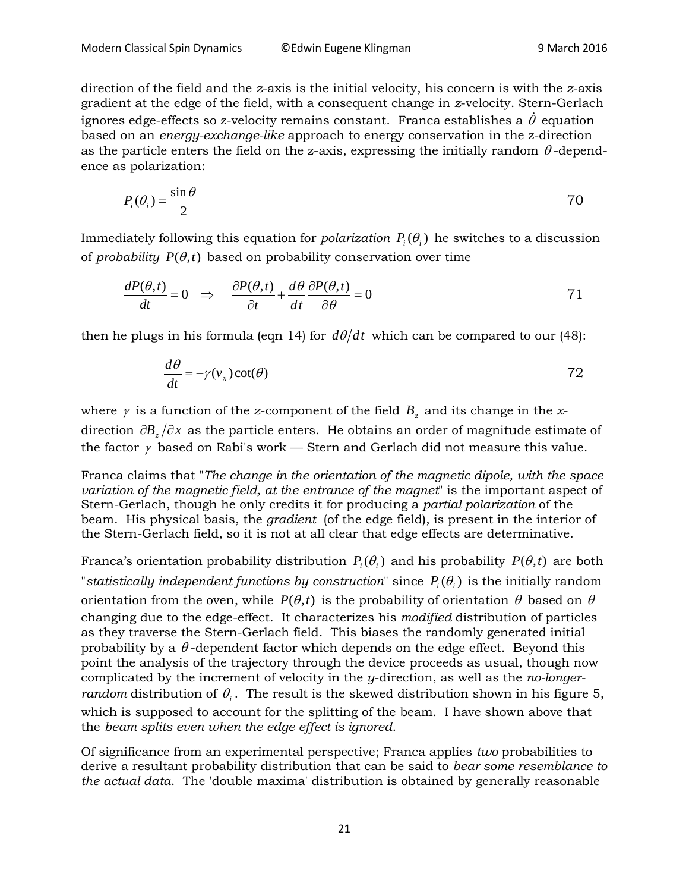direction of the field and the *z*-axis is the initial velocity, his concern is with the *z*-axis gradient at the edge of the field, with a consequent change in *z*-velocity. Stern-Gerlach ignores edge-effects so z-velocity remains constant. Franca establishes a $\dot{\theta}$ equation based on an *energy-exchange-like* approach to energy conservation in the z-direction as the particle enters the field on the z-axis, expressing the initially random $\theta$-dependence as polarization:

$$P_i(\theta_i) = \frac{\sin\theta}{2} \tag{70}$$

Immediately following this equation for *polarization* $P_i(\theta_i)$ he switches to a discussion of *probability* $P(\theta,t)$ based on probability conservation over time

$$\frac{dP(\theta,t)}{dt} = 0 \quad \Rightarrow \quad \frac{\partial P(\theta,t)}{\partial t} + \frac{d\theta}{dt}\frac{\partial P(\theta,t)}{\partial \theta} = 0 \tag{71}$$

then he plugs in his formula (eqn 14) for $d\theta/dt$ which can be compared to our (48):

$$\frac{d\theta}{dt} = -\gamma(v_x)\cot(\theta) \tag{72}$$

where $\gamma$ is a function of the *z*-component of the field $B_z$ and its change in the *x*-direction $\partial B_z/\partial x$ as the particle enters. He obtains an order of magnitude estimate of the factor $\gamma$ based on Rabi's work — Stern and Gerlach did not measure this value.

Franca claims that "*The change in the orientation of the magnetic dipole, with the space variation of the magnetic field, at the entrance of the magnet*" is the important aspect of Stern-Gerlach, though he only credits it for producing a *partial polarization* of the beam. His physical basis, the *gradient* (of the edge field), is present in the interior of the Stern-Gerlach field, so it is not at all clear that edge effects are determinative.

Franca's orientation probability distribution $P_i(\theta_i)$ and his probability $P(\theta,t)$ are both "*statistically independent functions by construction*" since $P_i(\theta_i)$ is the initially random orientation from the oven, while $P(\theta,t)$ is the probability of orientation $\theta$ based on $\theta$ changing due to the edge-effect. It characterizes his *modified* distribution of particles as they traverse the Stern-Gerlach field. This biases the randomly generated initial probability by a $\theta$-dependent factor which depends on the edge effect. Beyond this point the analysis of the trajectory through the device proceeds as usual, though now complicated by the increment of velocity in the *y*-direction, as well as the *no-longer-random* distribution of $\theta_i$. The result is the skewed distribution shown in his figure 5, which is supposed to account for the splitting of the beam. I have shown above that the *beam splits even when the edge effect is ignored*.

Of significance from an experimental perspective; Franca applies *two* probabilities to derive a resultant probability distribution that can be said to *bear some resemblance to the actual data*. The 'double maxima' distribution is obtained by generally reasonable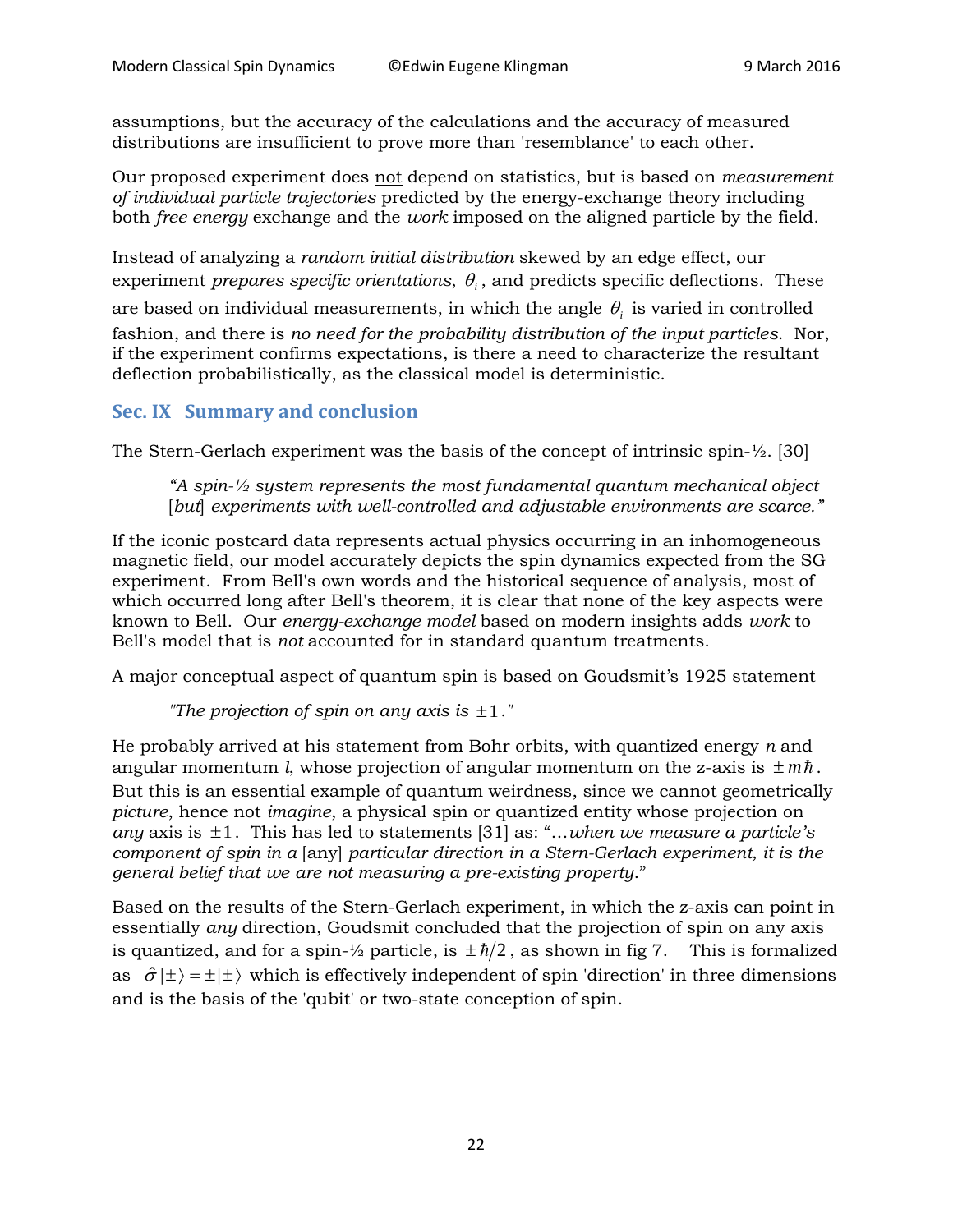assumptions, but the accuracy of the calculations and the accuracy of measured distributions are insufficient to prove more than 'resemblance' to each other.

Our proposed experiment does not depend on statistics, but is based on *measurement of individual particle trajectories* predicted by the energy-exchange theory including both *free energy* exchange and the *work* imposed on the aligned particle by the field.

Instead of analyzing a *random initial distribution* skewed by an edge effect, our experiment *prepares specific orientations*, $\theta_i$, and predicts specific deflections. These are based on individual measurements, in which the angle $\theta_i$ is varied in controlled fashion, and there is *no need for the probability distribution of the input particles*. Nor, if the experiment confirms expectations, is there a need to characterize the resultant deflection probabilistically, as the classical model is deterministic.

## Sec. IX Summary and conclusion

The Stern-Gerlach experiment was the basis of the concept of intrinsic spin-½. [30]

> *"A spin-½ system represents the most fundamental quantum mechanical object* [*but*] *experiments with well-controlled and adjustable environments are scarce."*

If the iconic postcard data represents actual physics occurring in an inhomogeneous magnetic field, our model accurately depicts the spin dynamics expected from the SG experiment. From Bell's own words and the historical sequence of analysis, most of which occurred long after Bell's theorem, it is clear that none of the key aspects were known to Bell. Our *energy-exchange model* based on modern insights adds *work* to Bell's model that is *not* accounted for in standard quantum treatments.

A major conceptual aspect of quantum spin is based on Goudsmit's 1925 statement

> *"The projection of spin on any axis is* $\pm 1$*."*

He probably arrived at his statement from Bohr orbits, with quantized energy *n* and angular momentum *l*, whose projection of angular momentum on the z-axis is $\pm m\hbar$. But this is an essential example of quantum weirdness, since we cannot geometrically *picture*, hence not *imagine*, a physical spin or quantized entity whose projection on *any* axis is $\pm 1$. This has led to statements [31] as: "*…when we measure a particle's component of spin in a* [any] *particular direction in a Stern-Gerlach experiment, it is the general belief that we are not measuring a pre-existing property*."

Based on the results of the Stern-Gerlach experiment, in which the z-axis can point in essentially *any* direction, Goudsmit concluded that the projection of spin on any axis is quantized, and for a spin-½ particle, is $\pm\hbar/2$, as shown in fig 7. This is formalized as $\hat{\sigma}|\pm\rangle = \pm|\pm\rangle$ which is effectively independent of spin 'direction' in three dimensions and is the basis of the 'qubit' or two-state conception of spin.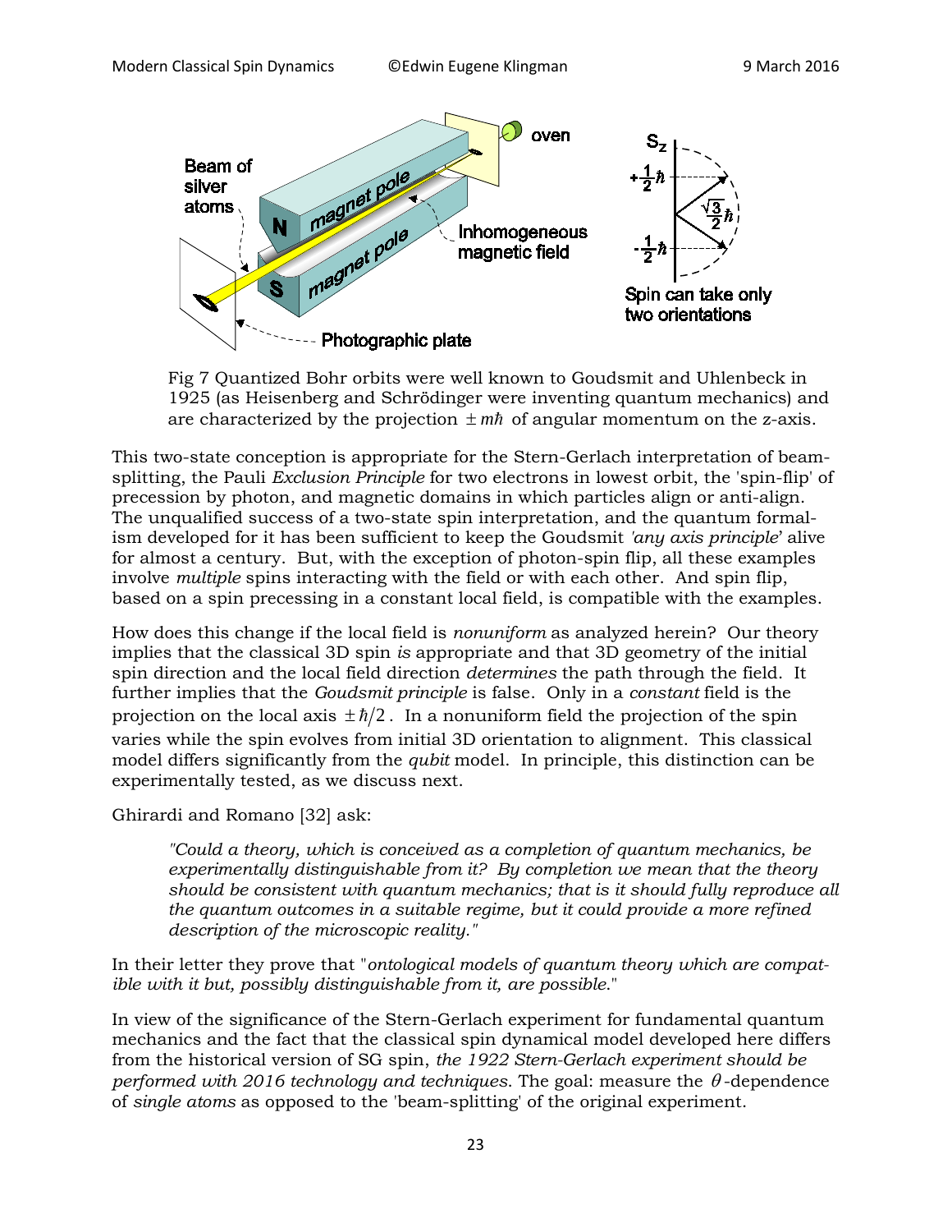Fig 7 Quantized Bohr orbits were well known to Goudsmit and Uhlenbeck in 1925 (as Heisenberg and Schrödinger were inventing quantum mechanics) and are characterized by the projection $\pm m\hbar$ of angular momentum on the z-axis.

This two-state conception is appropriate for the Stern-Gerlach interpretation of beam-splitting, the Pauli *Exclusion Principle* for two electrons in lowest orbit, the 'spin-flip' of precession by photon, and magnetic domains in which particles align or anti-align. The unqualified success of a two-state spin interpretation, and the quantum formalism developed for it has been sufficient to keep the Goudsmit *'any axis principle'* alive for almost a century. But, with the exception of photon-spin flip, all these examples involve *multiple* spins interacting with the field or with each other. And spin flip, based on a spin precessing in a constant local field, is compatible with the examples.

How does this change if the local field is *nonuniform* as analyzed herein? Our theory implies that the classical 3D spin *is* appropriate and that 3D geometry of the initial spin direction and the local field direction *determines* the path through the field. It further implies that the *Goudsmit principle* is false. Only in a *constant* field is the projection on the local axis $\pm \hbar/2$. In a nonuniform field the projection of the spin varies while the spin evolves from initial 3D orientation to alignment. This classical model differs significantly from the *qubit* model. In principle, this distinction can be experimentally tested, as we discuss next.

Ghirardi and Romano [32] ask:

> *"Could a theory, which is conceived as a completion of quantum mechanics, be experimentally distinguishable from it? By completion we mean that the theory should be consistent with quantum mechanics; that is it should fully reproduce all the quantum outcomes in a suitable regime, but it could provide a more refined description of the microscopic reality."*

In their letter they prove that "*ontological models of quantum theory which are compatible with it but, possibly distinguishable from it, are possible.*"

In view of the significance of the Stern-Gerlach experiment for fundamental quantum mechanics and the fact that the classical spin dynamical model developed here differs from the historical version of SG spin, *the 1922 Stern-Gerlach experiment should be performed with 2016 technology and techniques*. The goal: measure the $\theta$-dependence of *single atoms* as opposed to the 'beam-splitting' of the original experiment.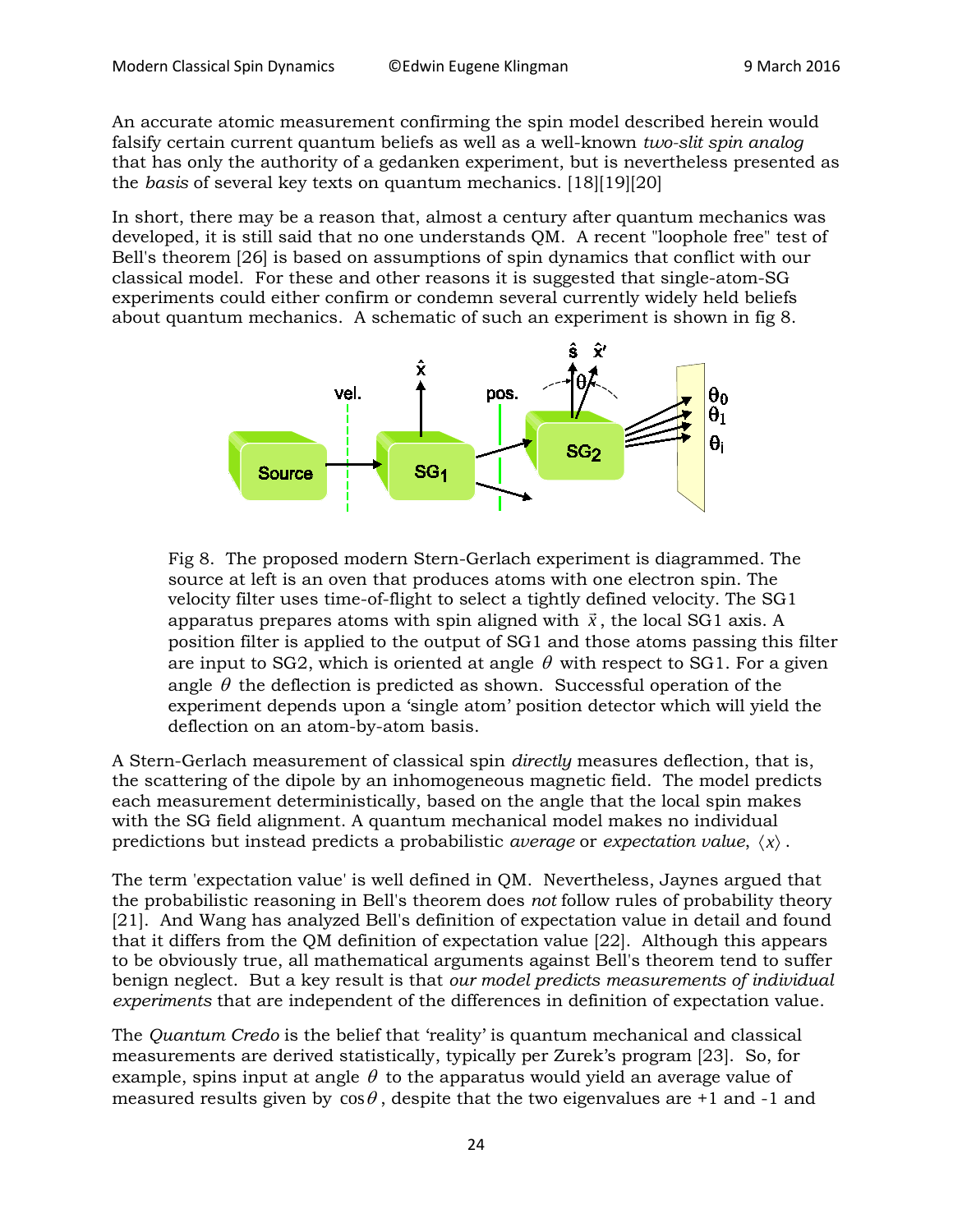An accurate atomic measurement confirming the spin model described herein would falsify certain current quantum beliefs as well as a well-known *two-slit spin analog* that has only the authority of a gedanken experiment, but is nevertheless presented as the *basis* of several key texts on quantum mechanics. [18][19][20]

In short, there may be a reason that, almost a century after quantum mechanics was developed, it is still said that no one understands QM. A recent "loophole free" test of Bell's theorem [26] is based on assumptions of spin dynamics that conflict with our classical model. For these and other reasons it is suggested that single-atom-SG experiments could either confirm or condemn several currently widely held beliefs about quantum mechanics. A schematic of such an experiment is shown in fig 8.

Fig 8. The proposed modern Stern-Gerlach experiment is diagrammed. The source at left is an oven that produces atoms with one electron spin. The velocity filter uses time-of-flight to select a tightly defined velocity. The SG1 apparatus prepares atoms with spin aligned with $\vec{x}$, the local SG1 axis. A position filter is applied to the output of SG1 and those atoms passing this filter are input to SG2, which is oriented at angle $\theta$ with respect to SG1. For a given angle $\theta$ the deflection is predicted as shown. Successful operation of the experiment depends upon a 'single atom' position detector which will yield the deflection on an atom-by-atom basis.

A Stern-Gerlach measurement of classical spin *directly* measures deflection, that is, the scattering of the dipole by an inhomogeneous magnetic field. The model predicts each measurement deterministically, based on the angle that the local spin makes with the SG field alignment. A quantum mechanical model makes no individual predictions but instead predicts a probabilistic *average* or *expectation value*, $\langle x \rangle$.

The term 'expectation value' is well defined in QM. Nevertheless, Jaynes argued that the probabilistic reasoning in Bell's theorem does *not* follow rules of probability theory [21]. And Wang has analyzed Bell's definition of expectation value in detail and found that it differs from the QM definition of expectation value [22]. Although this appears to be obviously true, all mathematical arguments against Bell's theorem tend to suffer benign neglect. But a key result is that *our model predicts measurements of individual experiments* that are independent of the differences in definition of expectation value.

The *Quantum Credo* is the belief that 'reality' is quantum mechanical and classical measurements are derived statistically, typically per Zurek's program [23]. So, for example, spins input at angle $\theta$ to the apparatus would yield an average value of measured results given by $\cos\theta$, despite that the two eigenvalues are +1 and -1 and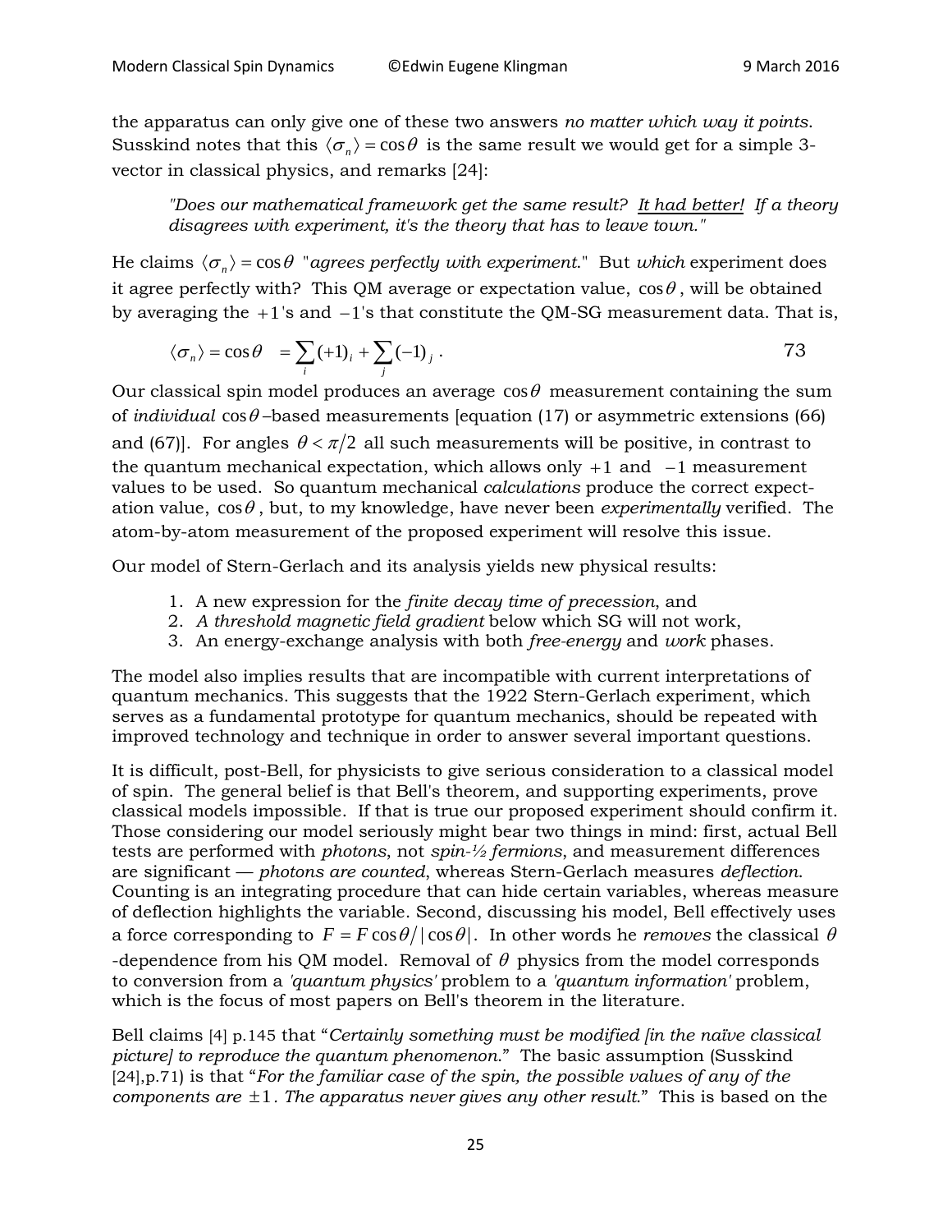the apparatus can only give one of these two answers *no matter which way it points*. Susskind notes that this $\langle \sigma_n \rangle = \cos\theta$ is the same result we would get for a simple 3-vector in classical physics, and remarks [24]:

> *"Does our mathematical framework get the same result? It had better! If a theory disagrees with experiment, it's the theory that has to leave town."*

He claims $\langle \sigma_n \rangle = \cos\theta$ "*agrees perfectly with experiment.*" But *which* experiment does it agree perfectly with? This QM average or expectation value, $\cos\theta$, will be obtained by averaging the $+1$'s and $-1$'s that constitute the QM-SG measurement data. That is,

$$\langle \sigma_n \rangle = \cos\theta \quad = \sum_i (+1)_i + \sum_j (-1)_j \, . \tag{73}$$

Our classical spin model produces an average $\cos\theta$ measurement containing the sum of *individual* $\cos\theta$–based measurements [equation (17) or asymmetric extensions (66) and (67)]. For angles $\theta < \pi/2$ all such measurements will be positive, in contrast to the quantum mechanical expectation, which allows only $+1$ and $-1$ measurement values to be used. So quantum mechanical *calculations* produce the correct expectation value, $\cos\theta$, but, to my knowledge, have never been *experimentally* verified. The atom-by-atom measurement of the proposed experiment will resolve this issue.

Our model of Stern-Gerlach and its analysis yields new physical results:

1. A new expression for the *finite decay time of precession*, and
2. *A threshold magnetic field gradient* below which SG will not work,
3. An energy-exchange analysis with both *free-energy* and *work* phases.

The model also implies results that are incompatible with current interpretations of quantum mechanics. This suggests that the 1922 Stern-Gerlach experiment, which serves as a fundamental prototype for quantum mechanics, should be repeated with improved technology and technique in order to answer several important questions.

It is difficult, post-Bell, for physicists to give serious consideration to a classical model of spin. The general belief is that Bell's theorem, and supporting experiments, prove classical models impossible. If that is true our proposed experiment should confirm it. Those considering our model seriously might bear two things in mind: first, actual Bell tests are performed with *photons*, not *spin-½ fermions*, and measurement differences are significant — *photons are counted*, whereas Stern-Gerlach measures *deflection*. Counting is an integrating procedure that can hide certain variables, whereas measure of deflection highlights the variable. Second, discussing his model, Bell effectively uses a force corresponding to $F = F\cos\theta / |\cos\theta|$. In other words he *removes* the classical $\theta$ -dependence from his QM model. Removal of $\theta$ physics from the model corresponds to conversion from a *'quantum physics'* problem to a *'quantum information'* problem, which is the focus of most papers on Bell's theorem in the literature.

Bell claims [4] p.145 that "*Certainly something must be modified [in the naïve classical picture] to reproduce the quantum phenomenon.*" The basic assumption (Susskind [24],p.71) is that "*For the familiar case of the spin, the possible values of any of the components are $\pm 1$. The apparatus never gives any other result.*" This is based on the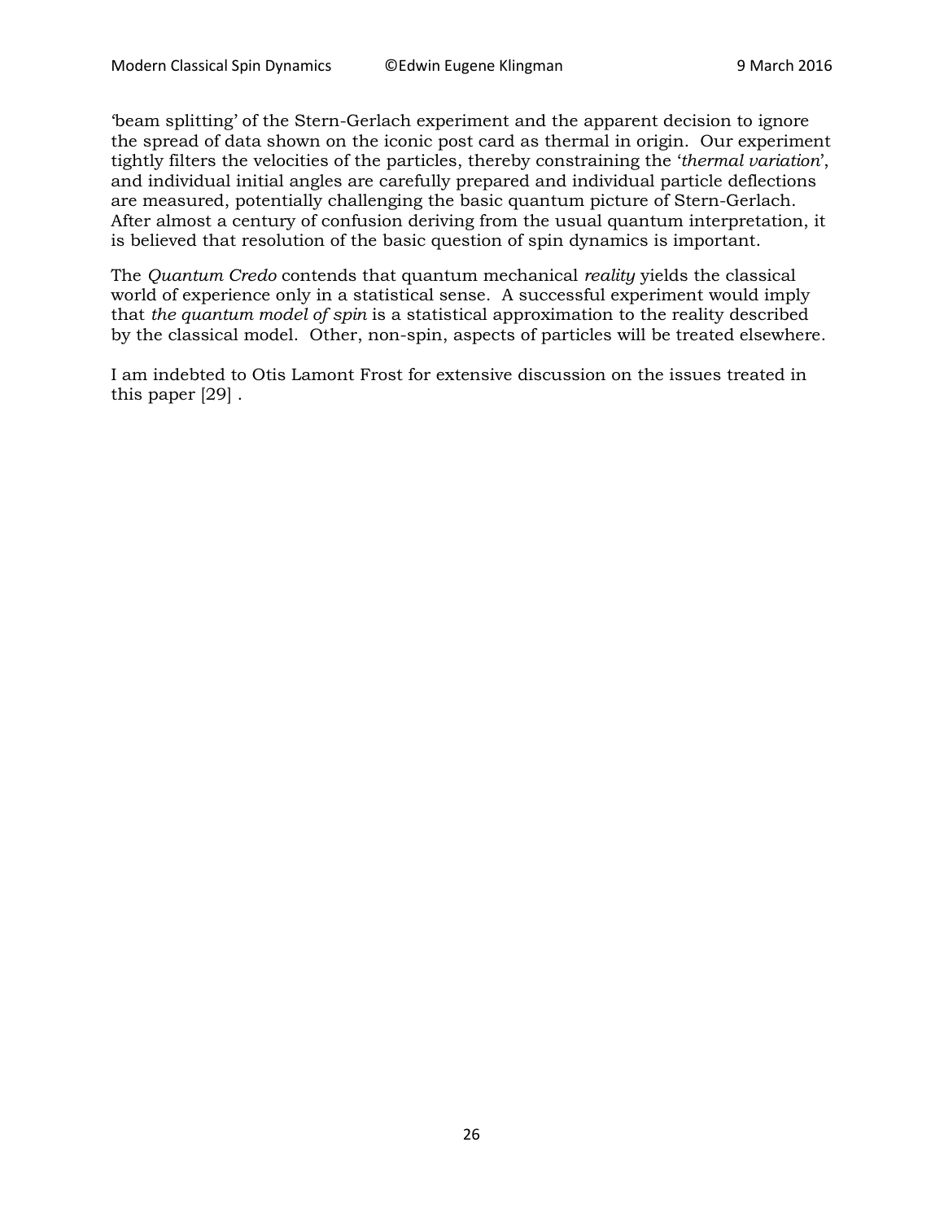'beam splitting' of the Stern-Gerlach experiment and the apparent decision to ignore the spread of data shown on the iconic post card as thermal in origin. Our experiment tightly filters the velocities of the particles, thereby constraining the '*thermal variation*', and individual initial angles are carefully prepared and individual particle deflections are measured, potentially challenging the basic quantum picture of Stern-Gerlach. After almost a century of confusion deriving from the usual quantum interpretation, it is believed that resolution of the basic question of spin dynamics is important.

The *Quantum Credo* contends that quantum mechanical *reality* yields the classical world of experience only in a statistical sense. A successful experiment would imply that *the quantum model of spin* is a statistical approximation to the reality described by the classical model. Other, non-spin, aspects of particles will be treated elsewhere.

I am indebted to Otis Lamont Frost for extensive discussion on the issues treated in this paper [29] .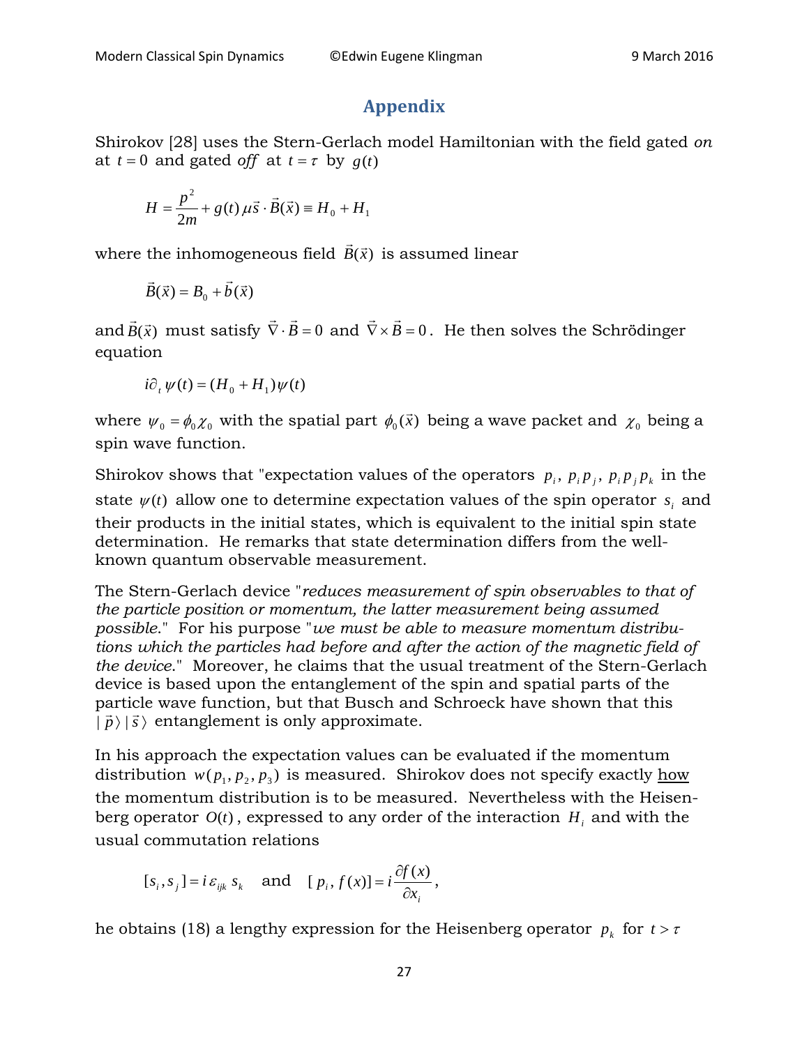## Appendix

Shirokov [28] uses the Stern-Gerlach model Hamiltonian with the field gated *on* at $t = 0$ and gated *off* at $t = \tau$ by $g(t)$

$$H = \frac{p^2}{2m} + g(t)\,\mu \vec{s} \cdot \vec{B}(\vec{x}) \equiv H_0 + H_1$$

where the inhomogeneous field $\vec{B}(\vec{x})$ is assumed linear

$$\vec{B}(\vec{x}) = B_0 + \vec{b}(\vec{x})$$

and $\vec{B}(\vec{x})$ must satisfy $\vec{\nabla} \cdot \vec{B} = 0$ and $\vec{\nabla} \times \vec{B} = 0$. He then solves the Schrödinger equation

$$i\partial_t\, \psi(t) = (H_0 + H_1)\psi(t)$$

where $\psi_0 = \phi_0 \chi_0$ with the spatial part $\phi_0(\vec{x})$ being a wave packet and $\chi_0$ being a spin wave function.

Shirokov shows that "expectation values of the operators $p_i$, $p_i p_j$, $p_i p_j p_k$ in the state $\psi(t)$ allow one to determine expectation values of the spin operator $s_i$ and their products in the initial states, which is equivalent to the initial spin state determination. He remarks that state determination differs from the well-known quantum observable measurement.

The Stern-Gerlach device "*reduces measurement of spin observables to that of the particle position or momentum, the latter measurement being assumed possible*." For his purpose "*we must be able to measure momentum distributions which the particles had before and after the action of the magnetic field of the device*." Moreover, he claims that the usual treatment of the Stern-Gerlach device is based upon the entanglement of the spin and spatial parts of the particle wave function, but that Busch and Schroeck have shown that this $|\,\vec{p}\,\rangle\,|\,\vec{s}\,\rangle$ entanglement is only approximate.

In his approach the expectation values can be evaluated if the momentum distribution $w(p_1, p_2, p_3)$ is measured. Shirokov does not specify exactly <u>how</u> the momentum distribution is to be measured. Nevertheless with the Heisenberg operator $O(t)$, expressed to any order of the interaction $H_i$ and with the usual commutation relations

$$[s_i, s_j] = i\,\varepsilon_{ijk}\, s_k \quad \text{and} \quad [\,p_i, f(x)] = i\frac{\partial f(x)}{\partial x_i},$$

he obtains (18) a lengthy expression for the Heisenberg operator $p_k$ for $t > \tau$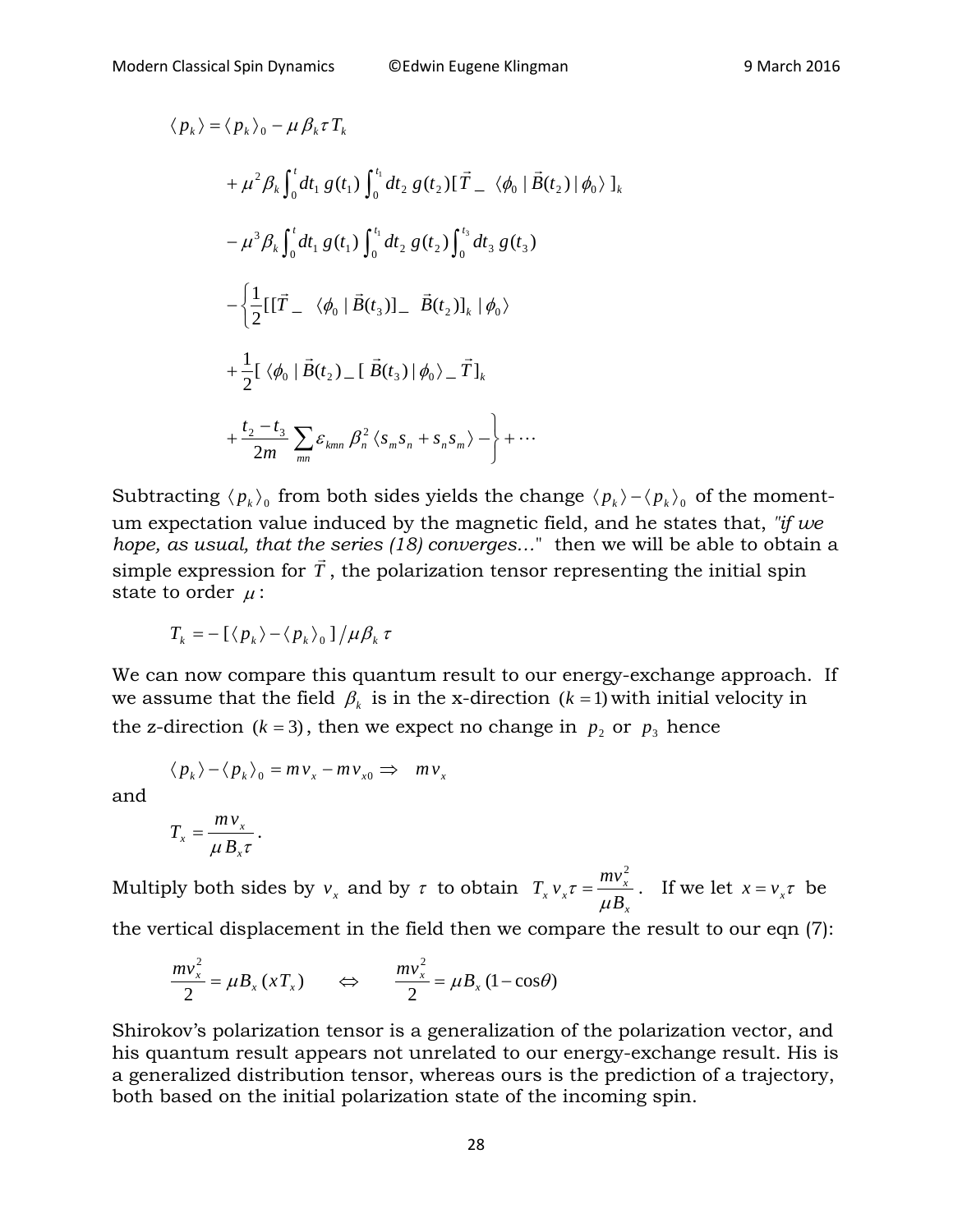$$\langle p_k \rangle = \langle p_k \rangle_0 - \mu\, \beta_k \tau\, T_k$$

$$+ \mu^2 \beta_k \int_0^t dt_1\, g(t_1) \int_0^{t_1} dt_2\, g(t_2) [\vec{T} \_ \ \langle \phi_0 \,|\, \vec{B}(t_2) \,|\, \phi_0 \rangle\ ]_k$$

$$- \mu^3 \beta_k \int_0^t dt_1\, g(t_1) \int_0^{t_1} dt_2\, g(t_2) \int_0^{t_3} dt_3\, g(t_3)$$

$$- \left\{ \frac{1}{2} [[\vec{T} \_ \ \langle \phi_0 \,|\, \vec{B}(t_3) ] \_ \ \vec{B}(t_2) ]_k \,|\, \phi_0 \rangle \right.$$

$$+ \frac{1}{2} [\ \langle \phi_0 \,|\, \vec{B}(t_2) \_ [\ \vec{B}(t_3) \,|\, \phi_0 \rangle \_ \ \vec{T} ]_k$$

$$\left. + \frac{t_2 - t_3}{2m} \sum_{mn} \varepsilon_{kmn}\, \beta_n^2 \,\langle s_m s_n + s_n s_m \rangle - \right\} + \cdots$$

Subtracting $\langle p_k \rangle_0$ from both sides yields the change $\langle p_k \rangle - \langle p_k \rangle_0$ of the momentum expectation value induced by the magnetic field, and he states that, *"if we hope, as usual, that the series (18) converges…"* then we will be able to obtain a simple expression for $\vec{T}$, the polarization tensor representing the initial spin state to order $\mu$:

$$T_k = -\,[\langle p_k \rangle - \langle p_k \rangle_0\,] / \mu \beta_k\, \tau$$

We can now compare this quantum result to our energy-exchange approach. If we assume that the field $\beta_k$ is in the x-direction $(k = 1)$ with initial velocity in the z-direction $(k = 3)$, then we expect no change in $p_2$ or $p_3$ hence

$$\langle p_k \rangle - \langle p_k \rangle_0 = m v_x - m v_{x0} \Rightarrow \quad m v_x$$

and

$$T_x = \frac{m v_x}{\mu B_x \tau}.$$

Multiply both sides by $v_x$ and by $\tau$ to obtain $T_x v_x \tau = \dfrac{m v_x^2}{\mu B_x}$. If we let $x = v_x \tau$ be the vertical displacement in the field then we compare the result to our eqn (7):

$$\frac{m v_x^2}{2} = \mu B_x\, (x T_x) \qquad \Leftrightarrow \qquad \frac{m v_x^2}{2} = \mu B_x\, (1 - \cos\theta)$$

Shirokov's polarization tensor is a generalization of the polarization vector, and his quantum result appears not unrelated to our energy-exchange result. His is a generalized distribution tensor, whereas ours is the prediction of a trajectory, both based on the initial polarization state of the incoming spin.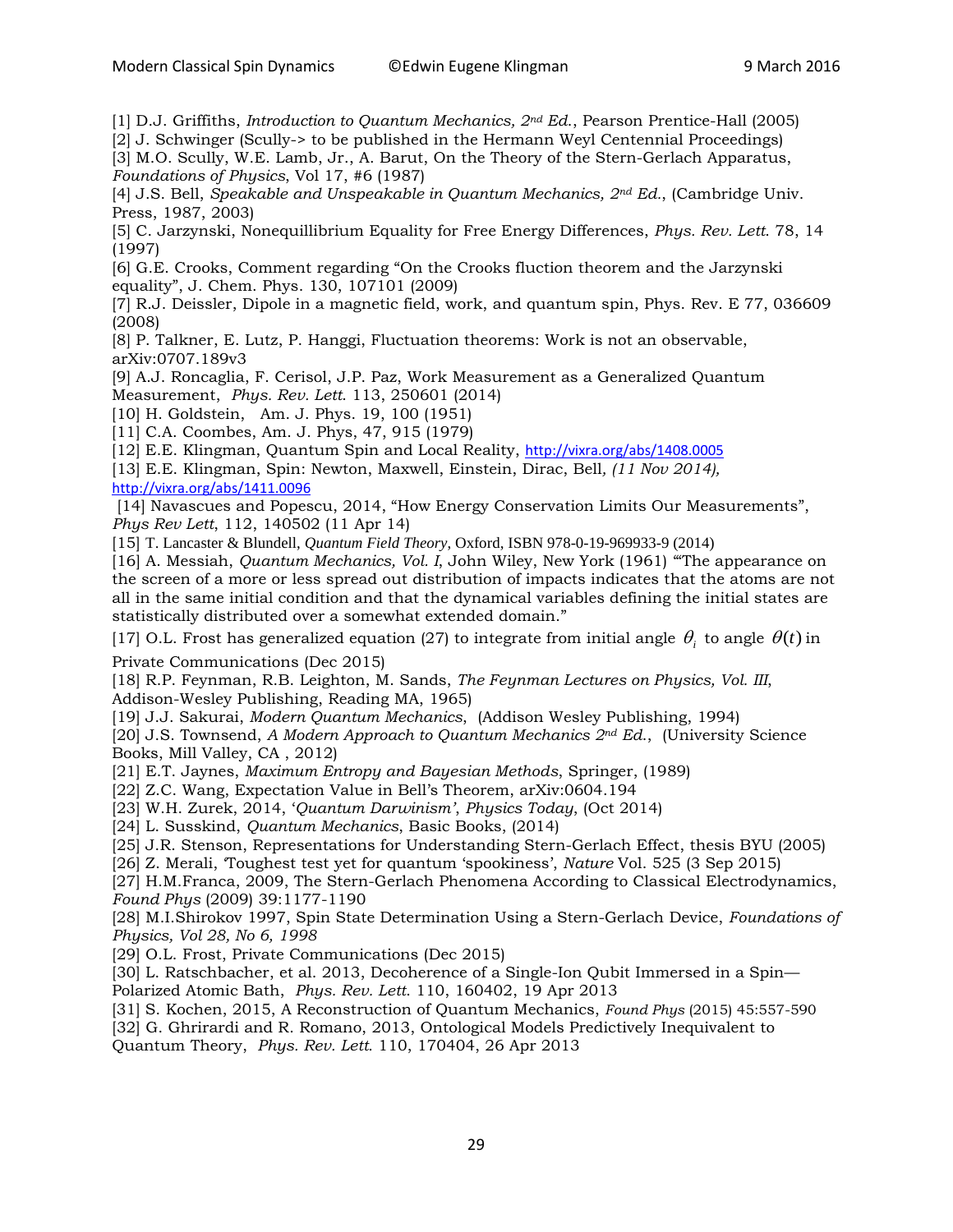[1] D.J. Griffiths, *Introduction to Quantum Mechanics, 2nd Ed.*, Pearson Prentice-Hall (2005)
[2] J. Schwinger (Scully-> to be published in the Hermann Weyl Centennial Proceedings)
[3] M.O. Scully, W.E. Lamb, Jr., A. Barut, On the Theory of the Stern-Gerlach Apparatus, *Foundations of Physics*, Vol 17, #6 (1987)
[4] J.S. Bell, *Speakable and Unspeakable in Quantum Mechanics, 2nd Ed.*, (Cambridge Univ. Press, 1987, 2003)
[5] C. Jarzynski, Nonequillibrium Equality for Free Energy Differences, *Phys. Rev. Lett.* 78, 14 (1997)
[6] G.E. Crooks, Comment regarding "On the Crooks fluction theorem and the Jarzynski equality", J. Chem. Phys. 130, 107101 (2009)
[7] R.J. Deissler, Dipole in a magnetic field, work, and quantum spin, Phys. Rev. E 77, 036609 (2008)
[8] P. Talkner, E. Lutz, P. Hanggi, Fluctuation theorems: Work is not an observable, arXiv:0707.189v3
[9] A.J. Roncaglia, F. Cerisol, J.P. Paz, Work Measurement as a Generalized Quantum Measurement, *Phys. Rev. Lett.* 113, 250601 (2014)
[10] H. Goldstein, Am. J. Phys. 19, 100 (1951)
[11] C.A. Coombes, Am. J. Phys, 47, 915 (1979)
[12] E.E. Klingman, Quantum Spin and Local Reality, http://vixra.org/abs/1408.0005
[13] E.E. Klingman, Spin: Newton, Maxwell, Einstein, Dirac, Bell*, (11 Nov 2014),* http://vixra.org/abs/1411.0096
[14] Navascues and Popescu, 2014, "How Energy Conservation Limits Our Measurements", *Phys Rev Lett*, 112, 140502 (11 Apr 14)
[15] T. Lancaster & Blundell, *Quantum Field Theory*, Oxford, ISBN 978-0-19-969933-9 (2014)
[16] A. Messiah, *Quantum Mechanics, Vol. I*, John Wiley, New York (1961) "'The appearance on the screen of a more or less spread out distribution of impacts indicates that the atoms are not all in the same initial condition and that the dynamical variables defining the initial states are statistically distributed over a somewhat extended domain."
[17] O.L. Frost has generalized equation (27) to integrate from initial angle $\theta_i$ to angle $\theta(t)$ in Private Communications (Dec 2015)
[18] R.P. Feynman, R.B. Leighton, M. Sands, *The Feynman Lectures on Physics, Vol. III*, Addison-Wesley Publishing, Reading MA, 1965)
[19] J.J. Sakurai, *Modern Quantum Mechanics*, (Addison Wesley Publishing, 1994)
[20] J.S. Townsend, *A Modern Approach to Quantum Mechanics 2nd Ed.*, (University Science Books, Mill Valley, CA , 2012)
[21] E.T. Jaynes, *Maximum Entropy and Bayesian Methods*, Springer, (1989)
[22] Z.C. Wang, Expectation Value in Bell's Theorem, arXiv:0604.194
[23] W.H. Zurek, 2014, '*Quantum Darwinism'*, *Physics Today*, (Oct 2014)
[24] L. Susskind, *Quantum Mechanics*, Basic Books, (2014)
[25] J.R. Stenson, Representations for Understanding Stern-Gerlach Effect, thesis BYU (2005)
[26] Z. Merali, 'Toughest test yet for quantum 'spookiness', *Nature* Vol. 525 (3 Sep 2015)
[27] H.M.Franca, 2009, The Stern-Gerlach Phenomena According to Classical Electrodynamics, *Found Phys* (2009) 39:1177-1190
[28] M.I.Shirokov 1997, Spin State Determination Using a Stern-Gerlach Device, *Foundations of Physics, Vol 28, No 6, 1998*
[29] O.L. Frost, Private Communications (Dec 2015)
[30] L. Ratschbacher, et al. 2013, Decoherence of a Single-Ion Qubit Immersed in a Spin—Polarized Atomic Bath, *Phys. Rev. Lett.* 110, 160402, 19 Apr 2013
[31] S. Kochen, 2015, A Reconstruction of Quantum Mechanics, *Found Phys* (2015) 45:557-590
[32] G. Ghrirardi and R. Romano, 2013, Ontological Models Predictively Inequivalent to Quantum Theory, *Phys. Rev. Lett.* 110, 170404, 26 Apr 2013